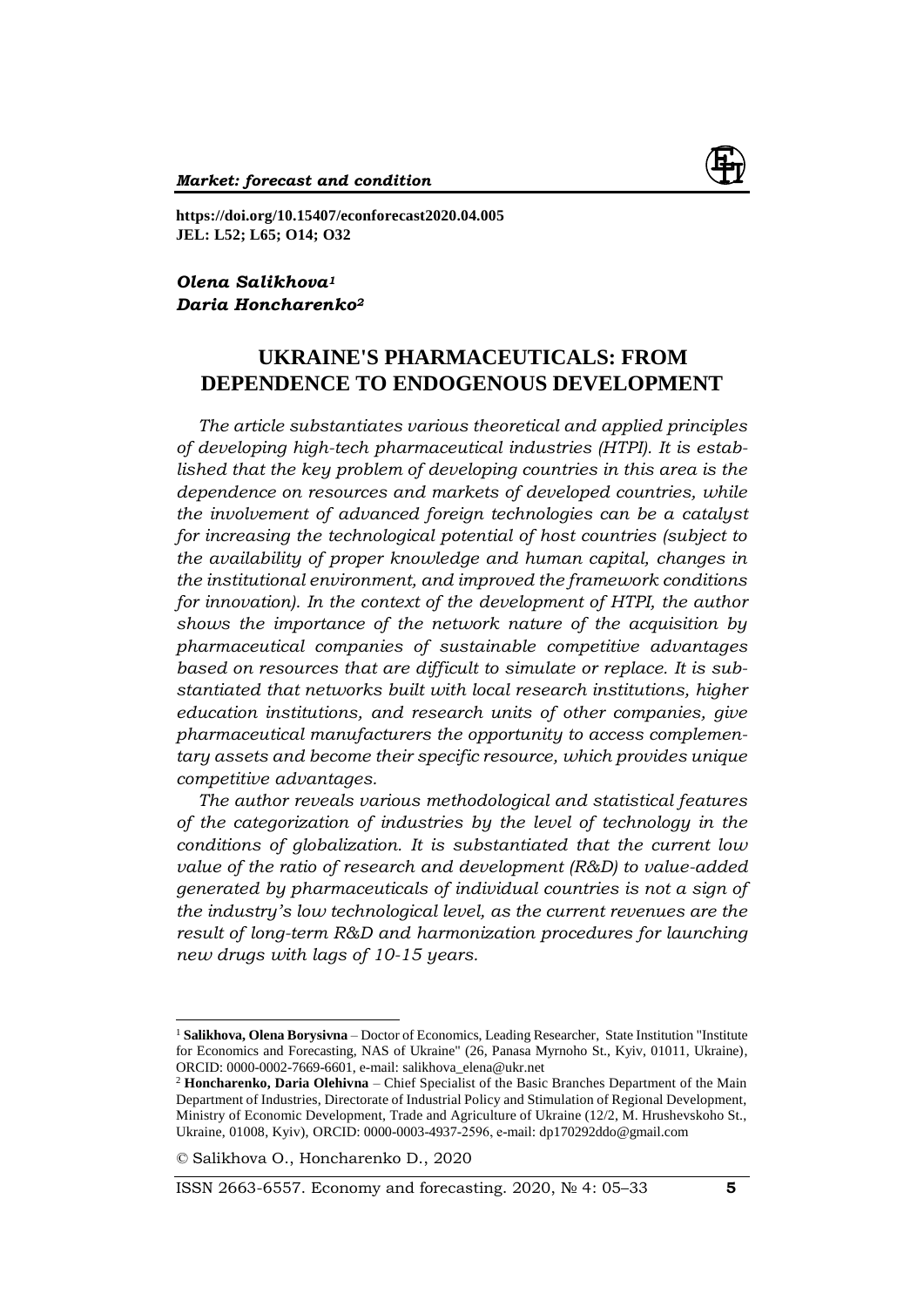*Market: forecast and condition*

**https://doi.org/10.15407/econforecast2020.04.005**
**JEL: L52; L65; O14; O32**

***Olena Salikhova[1]***
***Daria Honcharenko[2]***

# UKRAINE'S PHARMACEUTICALS: FROM DEPENDENCE TO ENDOGENOUS DEVELOPMENT

*The article substantiates various theoretical and applied principles of developing high-tech pharmaceutical industries (HTPI). It is established that the key problem of developing countries in this area is the dependence on resources and markets of developed countries, while the involvement of advanced foreign technologies can be a catalyst for increasing the technological potential of host countries (subject to the availability of proper knowledge and human capital, changes in the institutional environment, and improved the framework conditions for innovation). In the context of the development of HTPI, the author shows the importance of the network nature of the acquisition by pharmaceutical companies of sustainable competitive advantages based on resources that are difficult to simulate or replace. It is substantiated that networks built with local research institutions, higher education institutions, and research units of other companies, give pharmaceutical manufacturers the opportunity to access complementary assets and become their specific resource, which provides unique competitive advantages.*

*The author reveals various methodological and statistical features of the categorization of industries by the level of technology in the conditions of globalization. It is substantiated that the current low value of the ratio of research and development (R&D) to value-added generated by pharmaceuticals of individual countries is not a sign of the industry's low technological level, as the current revenues are the result of long-term R&D and harmonization procedures for launching new drugs with lags of 10-15 years.*

---

[1] **Salikhova, Olena Borysivna** – Doctor of Economics, Leading Researcher, State Institution "Institute for Economics and Forecasting, NAS of Ukraine" (26, Panasa Myrnoho St., Kyiv, 01011, Ukraine), ORCID: 0000-0002-7669-6601, e-mail: salikhova_elena@ukr.net

[2] **Honcharenko, Daria Olehivna** – Chief Specialist of the Basic Branches Department of the Main Department of Industries, Directorate of Industrial Policy and Stimulation of Regional Development, Ministry of Economic Development, Trade and Agriculture of Ukraine (12/2, M. Hrushevskoho St., Ukraine, 01008, Kyiv), ORCID: 0000-0003-4937-2596, e-mail: dp170292ddo@gmail.com

© Salikhova O., Honcharenko D., 2020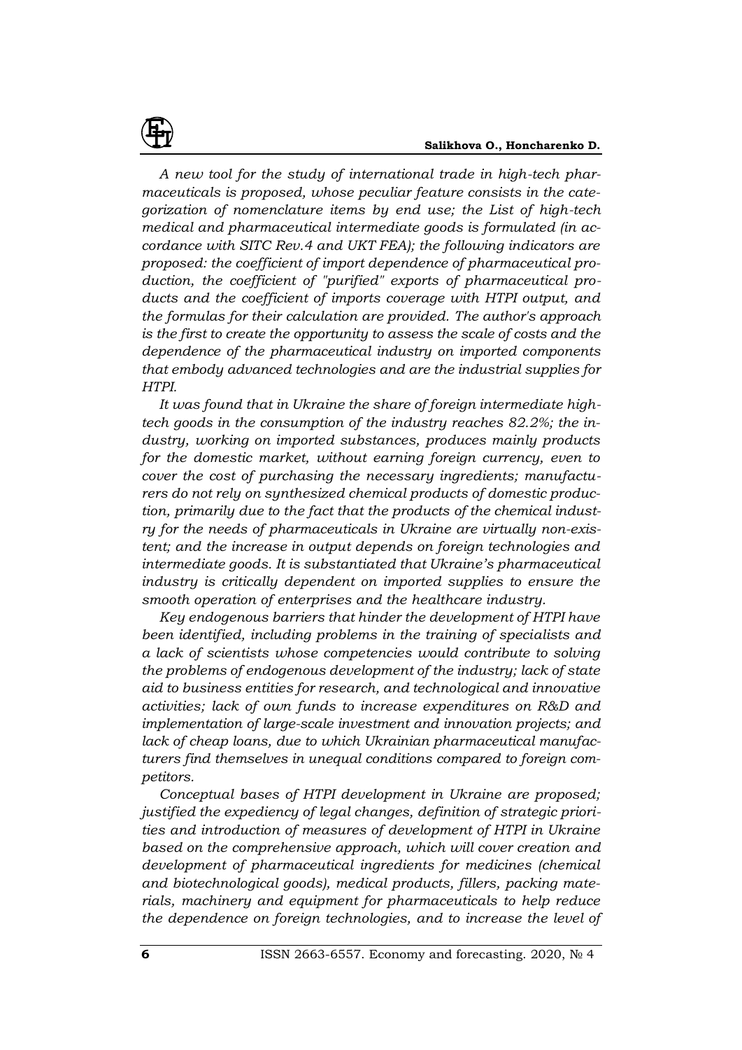*A new tool for the study of international trade in high-tech pharmaceuticals is proposed, whose peculiar feature consists in the categorization of nomenclature items by end use; the List of high-tech medical and pharmaceutical intermediate goods is formulated (in accordance with SITC Rev.4 and UKT FEA); the following indicators are proposed: the coefficient of import dependence of pharmaceutical production, the coefficient of "purified" exports of pharmaceutical products and the coefficient of imports coverage with HTPI output, and the formulas for their calculation are provided. The author's approach is the first to create the opportunity to assess the scale of costs and the dependence of the pharmaceutical industry on imported components that embody advanced technologies and are the industrial supplies for HTPI.*

*It was found that in Ukraine the share of foreign intermediate high-tech goods in the consumption of the industry reaches 82.2%; the industry, working on imported substances, produces mainly products for the domestic market, without earning foreign currency, even to cover the cost of purchasing the necessary ingredients; manufacturers do not rely on synthesized chemical products of domestic production, primarily due to the fact that the products of the chemical industry for the needs of pharmaceuticals in Ukraine are virtually non-existent; and the increase in output depends on foreign technologies and intermediate goods. It is substantiated that Ukraine's pharmaceutical industry is critically dependent on imported supplies to ensure the smooth operation of enterprises and the healthcare industry.*

*Key endogenous barriers that hinder the development of HTPI have been identified, including problems in the training of specialists and a lack of scientists whose competencies would contribute to solving the problems of endogenous development of the industry; lack of state aid to business entities for research, and technological and innovative activities; lack of own funds to increase expenditures on R&D and implementation of large-scale investment and innovation projects; and lack of cheap loans, due to which Ukrainian pharmaceutical manufacturers find themselves in unequal conditions compared to foreign competitors.*

*Conceptual bases of HTPI development in Ukraine are proposed; justified the expediency of legal changes, definition of strategic priorities and introduction of measures of development of HTPI in Ukraine based on the comprehensive approach, which will cover creation and development of pharmaceutical ingredients for medicines (chemical and biotechnological goods), medical products, fillers, packing materials, machinery and equipment for pharmaceuticals to help reduce the dependence on foreign technologies, and to increase the level of*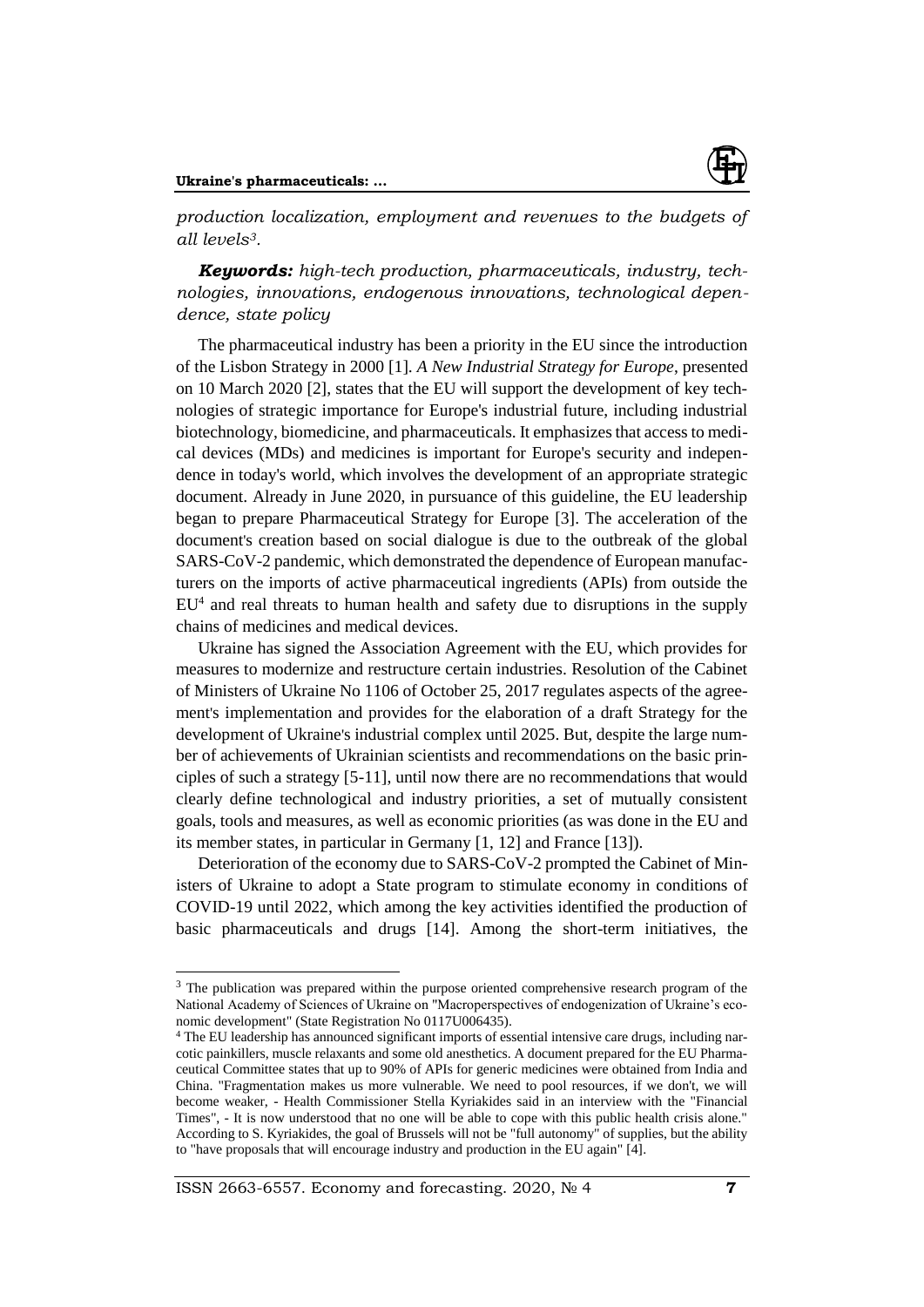*production localization, employment and revenues to the budgets of all levels*[3].

***Keywords:*** *high-tech production, pharmaceuticals, industry, technologies, innovations, endogenous innovations, technological dependence, state policy*

The pharmaceutical industry has been a priority in the EU since the introduction of the Lisbon Strategy in 2000 [1]. *A New Industrial Strategy for Europe*, presented on 10 March 2020 [2], states that the EU will support the development of key technologies of strategic importance for Europe's industrial future, including industrial biotechnology, biomedicine, and pharmaceuticals. It emphasizes that access to medical devices (MDs) and medicines is important for Europe's security and independence in today's world, which involves the development of an appropriate strategic document. Already in June 2020, in pursuance of this guideline, the EU leadership began to prepare Pharmaceutical Strategy for Europe [3]. The acceleration of the document's creation based on social dialogue is due to the outbreak of the global SARS-CoV-2 pandemic, which demonstrated the dependence of European manufacturers on the imports of active pharmaceutical ingredients (APIs) from outside the EU[4] and real threats to human health and safety due to disruptions in the supply chains of medicines and medical devices.

Ukraine has signed the Association Agreement with the EU, which provides for measures to modernize and restructure certain industries. Resolution of the Cabinet of Ministers of Ukraine No 1106 of October 25, 2017 regulates aspects of the agreement's implementation and provides for the elaboration of a draft Strategy for the development of Ukraine's industrial complex until 2025. But, despite the large number of achievements of Ukrainian scientists and recommendations on the basic principles of such a strategy [5-11], until now there are no recommendations that would clearly define technological and industry priorities, a set of mutually consistent goals, tools and measures, as well as economic priorities (as was done in the EU and its member states, in particular in Germany [1, 12] and France [13]).

Deterioration of the economy due to SARS-CoV-2 prompted the Cabinet of Ministers of Ukraine to adopt a State program to stimulate economy in conditions of COVID-19 until 2022, which among the key activities identified the production of basic pharmaceuticals and drugs [14]. Among the short-term initiatives, the

---

[3] The publication was prepared within the purpose oriented comprehensive research program of the National Academy of Sciences of Ukraine on "Macroperspectives of endogenization of Ukraine's economic development" (State Registration No 0117U006435).

[4] The EU leadership has announced significant imports of essential intensive care drugs, including narcotic painkillers, muscle relaxants and some old anesthetics. A document prepared for the EU Pharmaceutical Committee states that up to 90% of APIs for generic medicines were obtained from India and China. "Fragmentation makes us more vulnerable. We need to pool resources, if we don't, we will become weaker, - Health Commissioner Stella Kyriakides said in an interview with the "Financial Times", - It is now understood that no one will be able to cope with this public health crisis alone." According to S. Kyriakides, the goal of Brussels will not be "full autonomy" of supplies, but the ability to "have proposals that will encourage industry and production in the EU again" [4].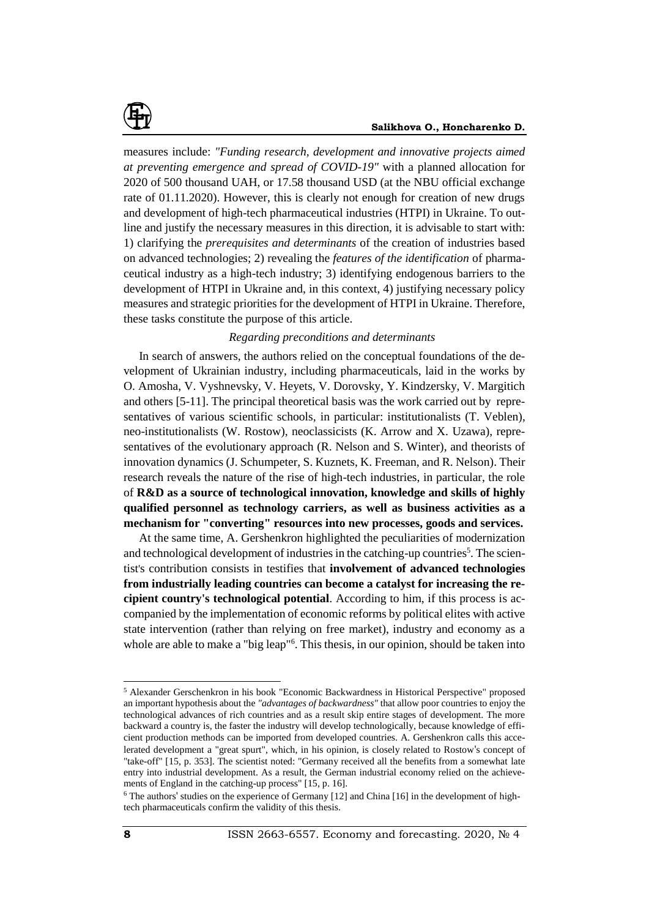measures include: *"Funding research, development and innovative projects aimed at preventing emergence and spread of COVID-19"* with a planned allocation for 2020 of 500 thousand UAH, or 17.58 thousand USD (at the NBU official exchange rate of 01.11.2020). However, this is clearly not enough for creation of new drugs and development of high-tech pharmaceutical industries (HTPI) in Ukraine. To outline and justify the necessary measures in this direction, it is advisable to start with: 1) clarifying the *prerequisites and determinants* of the creation of industries based on advanced technologies; 2) revealing the *features of the identification* of pharmaceutical industry as a high-tech industry; 3) identifying endogenous barriers to the development of HTPI in Ukraine and, in this context, 4) justifying necessary policy measures and strategic priorities for the development of HTPI in Ukraine. Therefore, these tasks constitute the purpose of this article.

*Regarding preconditions and determinants*

In search of answers, the authors relied on the conceptual foundations of the development of Ukrainian industry, including pharmaceuticals, laid in the works by O. Amosha, V. Vyshnevsky, V. Heyets, V. Dorovsky, Y. Kindzersky, V. Margitich and others [5-11]. The principal theoretical basis was the work carried out by representatives of various scientific schools, in particular: institutionalists (T. Veblen), neo-institutionalists (W. Rostow), neoclassicists (K. Arrow and X. Uzawa), representatives of the evolutionary approach (R. Nelson and S. Winter), and theorists of innovation dynamics (J. Schumpeter, S. Kuznets, K. Freeman, and R. Nelson). Their research reveals the nature of the rise of high-tech industries, in particular, the role of **R&D as a source of technological innovation, knowledge and skills of highly qualified personnel as technology carriers, as well as business activities as a mechanism for "converting" resources into new processes, goods and services.**

At the same time, A. Gershenkron highlighted the peculiarities of modernization and technological development of industries in the catching-up countries[5]. The scientist's contribution consists in testifies that **involvement of advanced technologies from industrially leading countries can become a catalyst for increasing the recipient country's technological potential**. According to him, if this process is accompanied by the implementation of economic reforms by political elites with active state intervention (rather than relying on free market), industry and economy as a whole are able to make a "big leap"[6]. This thesis, in our opinion, should be taken into

---

[5] Alexander Gerschenkron in his book "Economic Backwardness in Historical Perspective" proposed an important hypothesis about the *"advantages of backwardness"* that allow poor countries to enjoy the technological advances of rich countries and as a result skip entire stages of development. The more backward a country is, the faster the industry will develop technologically, because knowledge of efficient production methods can be imported from developed countries. A. Gershenkron calls this accelerated development a "great spurt", which, in his opinion, is closely related to Rostow's concept of "take-off" [15, p. 353]. The scientist noted: "Germany received all the benefits from a somewhat late entry into industrial development. As a result, the German industrial economy relied on the achievements of England in the catching-up process" [15, p. 16].

[6] The authors' studies on the experience of Germany [12] and China [16] in the development of high-tech pharmaceuticals confirm the validity of this thesis.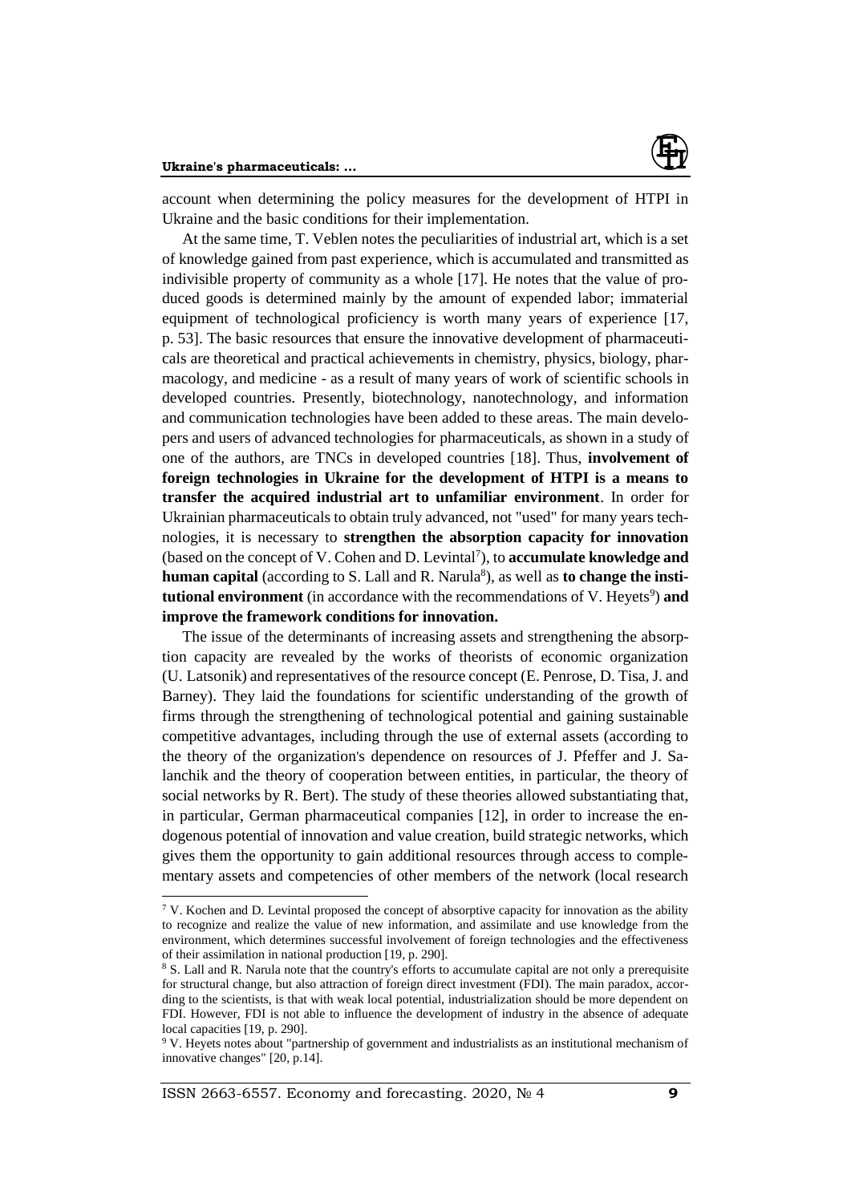account when determining the policy measures for the development of HTPI in Ukraine and the basic conditions for their implementation.

At the same time, T. Veblen notes the peculiarities of industrial art, which is a set of knowledge gained from past experience, which is accumulated and transmitted as indivisible property of community as a whole [17]. He notes that the value of produced goods is determined mainly by the amount of expended labor; immaterial equipment of technological proficiency is worth many years of experience [17, p. 53]. The basic resources that ensure the innovative development of pharmaceuticals are theoretical and practical achievements in chemistry, physics, biology, pharmacology, and medicine - as a result of many years of work of scientific schools in developed countries. Presently, biotechnology, nanotechnology, and information and communication technologies have been added to these areas. The main developers and users of advanced technologies for pharmaceuticals, as shown in a study of one of the authors, are TNCs in developed countries [18]. Thus, **involvement of foreign technologies in Ukraine for the development of HTPI is a means to transfer the acquired industrial art to unfamiliar environment**. In order for Ukrainian pharmaceuticals to obtain truly advanced, not "used" for many years technologies, it is necessary to **strengthen the absorption capacity for innovation** (based on the concept of V. Cohen and D. Levintal[7]), to **accumulate knowledge and human capital** (according to S. Lall and R. Narula[8]), as well as **to change the institutional environment** (in accordance with the recommendations of V. Heyets[9]) **and improve the framework conditions for innovation.**

The issue of the determinants of increasing assets and strengthening the absorption capacity are revealed by the works of theorists of economic organization (U. Latsonik) and representatives of the resource concept (E. Penrose, D. Tisa, J. and Barney). They laid the foundations for scientific understanding of the growth of firms through the strengthening of technological potential and gaining sustainable competitive advantages, including through the use of external assets (according to the theory of the organization's dependence on resources of J. Pfeffer and J. Salanchik and the theory of cooperation between entities, in particular, the theory of social networks by R. Bert). The study of these theories allowed substantiating that, in particular, German pharmaceutical companies [12], in order to increase the endogenous potential of innovation and value creation, build strategic networks, which gives them the opportunity to gain additional resources through access to complementary assets and competencies of other members of the network (local research

---

[7] V. Kochen and D. Levintal proposed the concept of absorptive capacity for innovation as the ability to recognize and realize the value of new information, and assimilate and use knowledge from the environment, which determines successful involvement of foreign technologies and the effectiveness of their assimilation in national production [19, p. 290].

[8] S. Lall and R. Narula note that the country's efforts to accumulate capital are not only a prerequisite for structural change, but also attraction of foreign direct investment (FDI). The main paradox, according to the scientists, is that with weak local potential, industrialization should be more dependent on FDI. However, FDI is not able to influence the development of industry in the absence of adequate local capacities [19, p. 290].

[9] V. Heyets notes about "partnership of government and industrialists as an institutional mechanism of innovative changes" [20, p.14].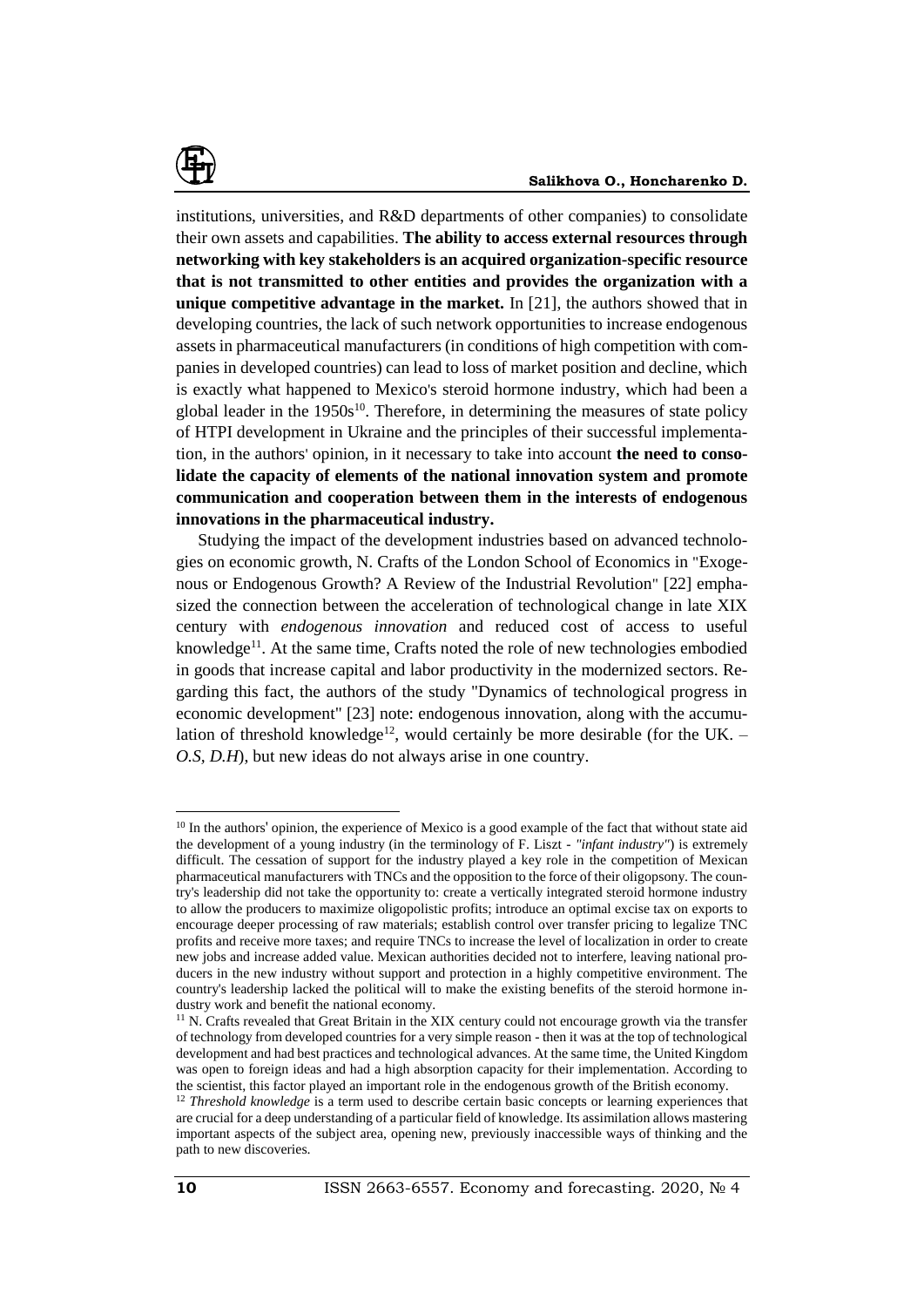institutions, universities, and R&D departments of other companies) to consolidate their own assets and capabilities. **The ability to access external resources through networking with key stakeholders is an acquired organization-specific resource that is not transmitted to other entities and provides the organization with a unique competitive advantage in the market.** In [21], the authors showed that in developing countries, the lack of such network opportunities to increase endogenous assets in pharmaceutical manufacturers (in conditions of high competition with companies in developed countries) can lead to loss of market position and decline, which is exactly what happened to Mexico's steroid hormone industry, which had been a global leader in the 1950s[10]. Therefore, in determining the measures of state policy of HTPI development in Ukraine and the principles of their successful implementation, in the authors' opinion, in it necessary to take into account **the need to consolidate the capacity of elements of the national innovation system and promote communication and cooperation between them in the interests of endogenous innovations in the pharmaceutical industry.**

Studying the impact of the development industries based on advanced technologies on economic growth, N. Crafts of the London School of Economics in "Exogenous or Endogenous Growth? A Review of the Industrial Revolution" [22] emphasized the connection between the acceleration of technological change in late XIX century with *endogenous innovation* and reduced cost of access to useful knowledge[11]. At the same time, Crafts noted the role of new technologies embodied in goods that increase capital and labor productivity in the modernized sectors. Regarding this fact, the authors of the study "Dynamics of technological progress in economic development" [23] note: endogenous innovation, along with the accumulation of threshold knowledge[12], would certainly be more desirable (for the UK. – *O.S*, *D.H*), but new ideas do not always arise in one country.

---

[10] In the authors' opinion, the experience of Mexico is a good example of the fact that without state aid the development of a young industry (in the terminology of F. Liszt - *"infant industry"*) is extremely difficult. The cessation of support for the industry played a key role in the competition of Mexican pharmaceutical manufacturers with TNCs and the opposition to the force of their oligopsony. The country's leadership did not take the opportunity to: create a vertically integrated steroid hormone industry to allow the producers to maximize oligopolistic profits; introduce an optimal excise tax on exports to encourage deeper processing of raw materials; establish control over transfer pricing to legalize TNC profits and receive more taxes; and require TNCs to increase the level of localization in order to create new jobs and increase added value. Mexican authorities decided not to interfere, leaving national producers in the new industry without support and protection in a highly competitive environment. The country's leadership lacked the political will to make the existing benefits of the steroid hormone industry work and benefit the national economy.

[11] N. Crafts revealed that Great Britain in the XIX century could not encourage growth via the transfer of technology from developed countries for a very simple reason - then it was at the top of technological development and had best practices and technological advances. At the same time, the United Kingdom was open to foreign ideas and had a high absorption capacity for their implementation. According to the scientist, this factor played an important role in the endogenous growth of the British economy.

[12] *Threshold knowledge* is a term used to describe certain basic concepts or learning experiences that are crucial for a deep understanding of a particular field of knowledge. Its assimilation allows mastering important aspects of the subject area, opening new, previously inaccessible ways of thinking and the path to new discoveries.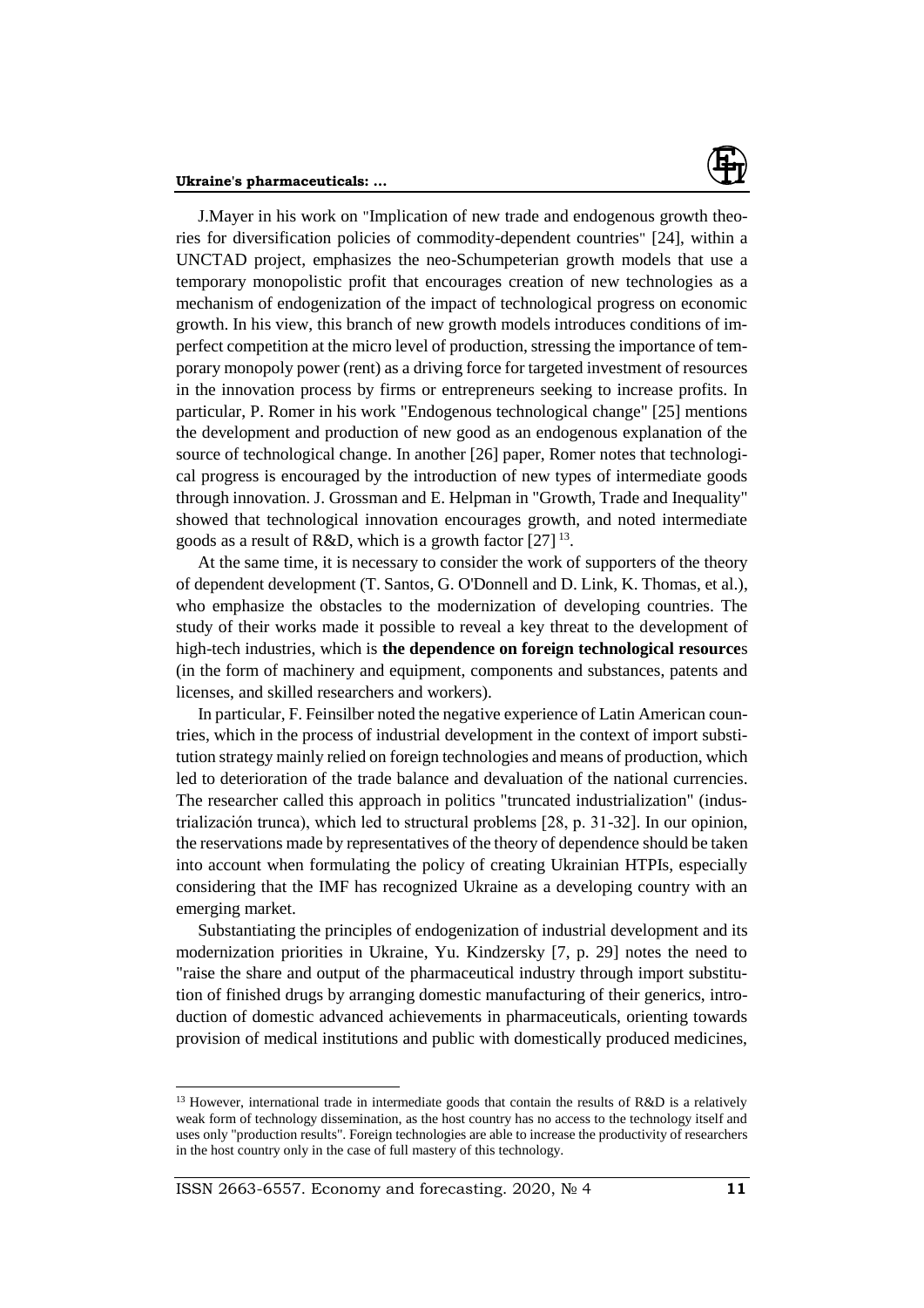J.Mayer in his work on "Implication of new trade and endogenous growth theories for diversification policies of commodity-dependent countries" [24], within a UNCTAD project, emphasizes the neo-Schumpeterian growth models that use a temporary monopolistic profit that encourages creation of new technologies as a mechanism of endogenization of the impact of technological progress on economic growth. In his view, this branch of new growth models introduces conditions of imperfect competition at the micro level of production, stressing the importance of temporary monopoly power (rent) as a driving force for targeted investment of resources in the innovation process by firms or entrepreneurs seeking to increase profits. In particular, P. Romer in his work "Endogenous technological change" [25] mentions the development and production of new good as an endogenous explanation of the source of technological change. In another [26] paper, Romer notes that technological progress is encouraged by the introduction of new types of intermediate goods through innovation. J. Grossman and E. Helpman in "Growth, Trade and Inequality" showed that technological innovation encourages growth, and noted intermediate goods as a result of R&D, which is a growth factor [27] [13].

At the same time, it is necessary to consider the work of supporters of the theory of dependent development (T. Santos, G. O'Donnell and D. Link, K. Thomas, et al.), who emphasize the obstacles to the modernization of developing countries. The study of their works made it possible to reveal a key threat to the development of high-tech industries, which is **the dependence on foreign technological resource**s (in the form of machinery and equipment, components and substances, patents and licenses, and skilled researchers and workers).

In particular, F. Feinsilber noted the negative experience of Latin American countries, which in the process of industrial development in the context of import substitution strategy mainly relied on foreign technologies and means of production, which led to deterioration of the trade balance and devaluation of the national currencies. The researcher called this approach in politics "truncated industrialization" (industrialización trunca), which led to structural problems [28, p. 31-32]. In our opinion, the reservations made by representatives of the theory of dependence should be taken into account when formulating the policy of creating Ukrainian HTPIs, especially considering that the IMF has recognized Ukraine as a developing country with an emerging market.

Substantiating the principles of endogenization of industrial development and its modernization priorities in Ukraine, Yu. Kindzersky [7, p. 29] notes the need to "raise the share and output of the pharmaceutical industry through import substitution of finished drugs by arranging domestic manufacturing of their generics, introduction of domestic advanced achievements in pharmaceuticals, orienting towards provision of medical institutions and public with domestically produced medicines,

---

[13] However, international trade in intermediate goods that contain the results of R&D is a relatively weak form of technology dissemination, as the host country has no access to the technology itself and uses only "production results". Foreign technologies are able to increase the productivity of researchers in the host country only in the case of full mastery of this technology.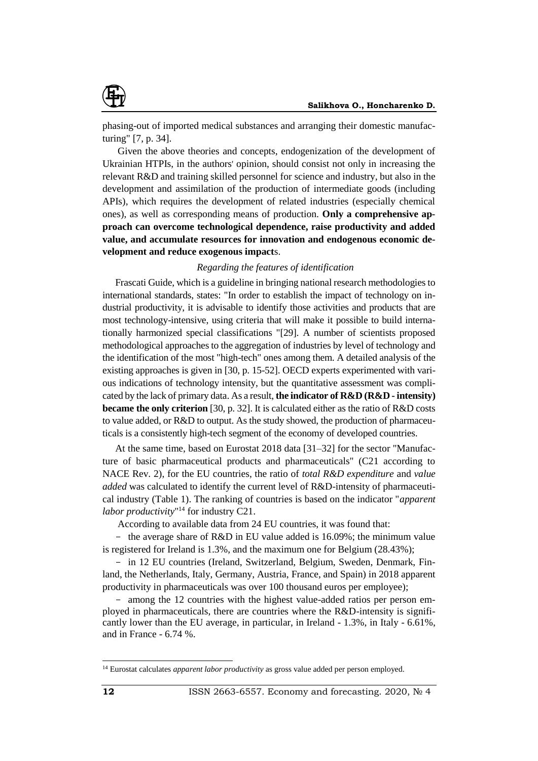phasing-out of imported medical substances and arranging their domestic manufacturing" [7, p. 34].

Given the above theories and concepts, endogenization of the development of Ukrainian HTPIs, in the authors' opinion, should consist not only in increasing the relevant R&D and training skilled personnel for science and industry, but also in the development and assimilation of the production of intermediate goods (including APIs), which requires the development of related industries (especially chemical ones), as well as corresponding means of production. **Only a comprehensive approach can overcome technological dependence, raise productivity and added value, and accumulate resources for innovation and endogenous economic development and reduce exogenous impact**s.

*Regarding the features of identification*

Frascati Guide, which is a guideline in bringing national research methodologies to international standards, states: "In order to establish the impact of technology on industrial productivity, it is advisable to identify those activities and products that are most technology-intensive, using criteria that will make it possible to build internationally harmonized special classifications "[29]. A number of scientists proposed methodological approaches to the aggregation of industries by level of technology and the identification of the most "high-tech" ones among them. A detailed analysis of the existing approaches is given in [30, p. 15-52]. OECD experts experimented with various indications of technology intensity, but the quantitative assessment was complicated by the lack of primary data. As a result, **the indicator of R&D (R&D - intensity) became the only criterion** [30, p. 32]. It is calculated either as the ratio of R&D costs to value added, or R&D to output. As the study showed, the production of pharmaceuticals is a consistently high-tech segment of the economy of developed countries.

At the same time, based on Eurostat 2018 data [31–32] for the sector "Manufacture of basic pharmaceutical products and pharmaceuticals" (C21 according to NACE Rev. 2), for the EU countries, the ratio of *total R&D expenditure* and *value added* was calculated to identify the current level of R&D-intensity of pharmaceutical industry (Table 1). The ranking of countries is based on the indicator "*apparent labor productivity*"[14] for industry C21.

According to available data from 24 EU countries, it was found that:

- the average share of R&D in EU value added is 16.09%; the minimum value is registered for Ireland is 1.3%, and the maximum one for Belgium (28.43%);
- in 12 EU countries (Ireland, Switzerland, Belgium, Sweden, Denmark, Finland, the Netherlands, Italy, Germany, Austria, France, and Spain) in 2018 apparent productivity in pharmaceuticals was over 100 thousand euros per employee);
- among the 12 countries with the highest value-added ratios per person employed in pharmaceuticals, there are countries where the R&D-intensity is significantly lower than the EU average, in particular, in Ireland - 1.3%, in Italy - 6.61%, and in France - 6.74 %.

[14] Eurostat calculates *apparent labor productivity* as gross value added per person employed.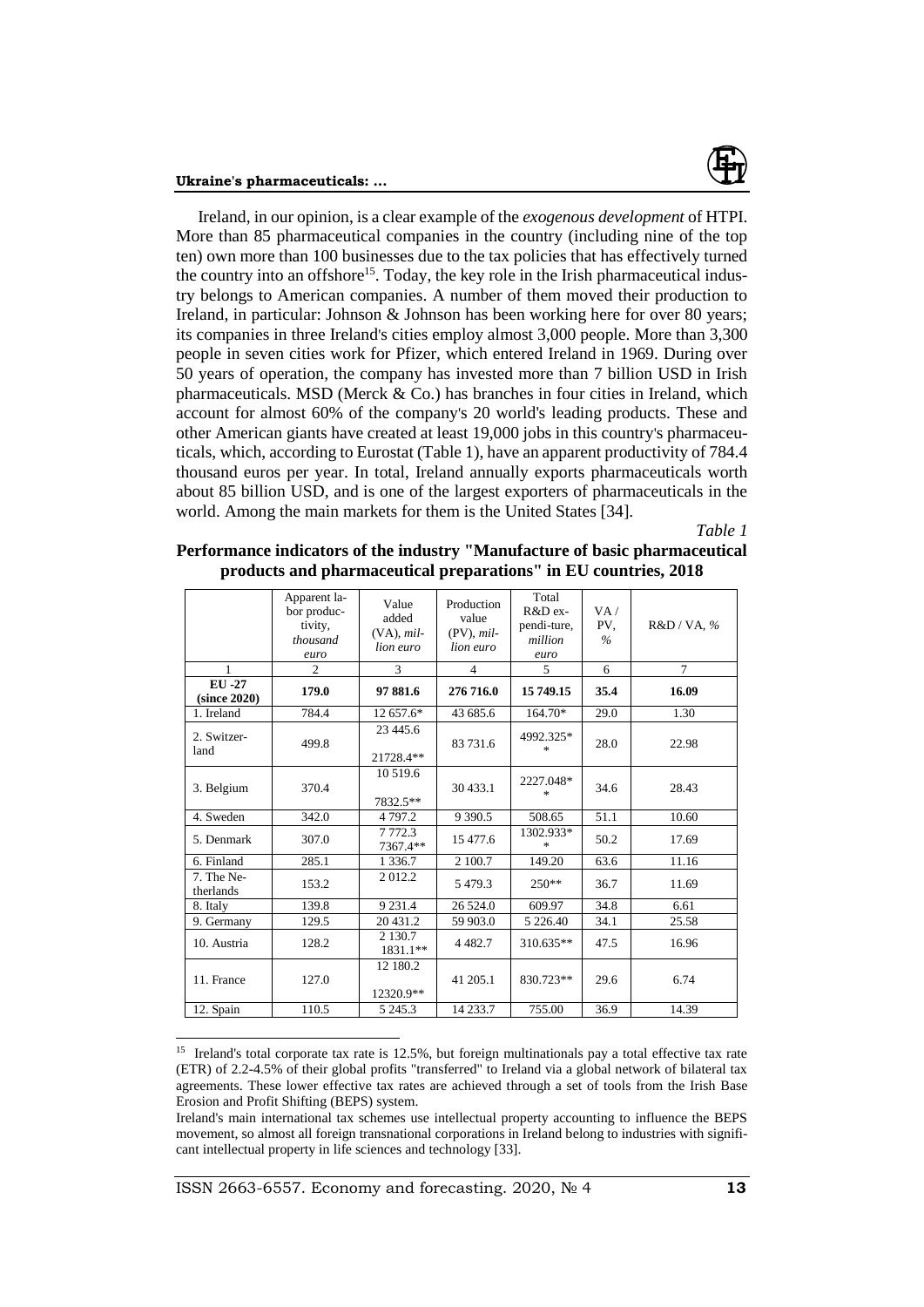Ireland, in our opinion, is a clear example of the *exogenous development* of HTPI. More than 85 pharmaceutical companies in the country (including nine of the top ten) own more than 100 businesses due to the tax policies that has effectively turned the country into an offshore[15]. Today, the key role in the Irish pharmaceutical industry belongs to American companies. A number of them moved their production to Ireland, in particular: Johnson & Johnson has been working here for over 80 years; its companies in three Ireland's cities employ almost 3,000 people. More than 3,300 people in seven cities work for Pfizer, which entered Ireland in 1969. During over 50 years of operation, the company has invested more than 7 billion USD in Irish pharmaceuticals. MSD (Merck & Co.) has branches in four cities in Ireland, which account for almost 60% of the company's 20 world's leading products. These and other American giants have created at least 19,000 jobs in this country's pharmaceuticals, which, according to Eurostat (Table 1), have an apparent productivity of 784.4 thousand euros per year. In total, Ireland annually exports pharmaceuticals worth about 85 billion USD, and is one of the largest exporters of pharmaceuticals in the world. Among the main markets for them is the United States [34].

*Table 1*

**Performance indicators of the industry "Manufacture of basic pharmaceutical products and pharmaceutical preparations" in EU countries, 2018**

| | Apparent labor productivity, *thousand euro* | Value added (VA), *million euro* | Production value (PV), *million euro* | Total R&D expenditure, *million euro* | VA / PV, *%* | R&D / VA, *%* |
|---|---|---|---|---|---|---|
| 1 | 2 | 3 | 4 | 5 | 6 | 7 |
| **EU -27 (since 2020)** | **179.0** | **97 881.6** | **276 716.0** | **15 749.15** | **35.4** | **16.09** |
| 1. Ireland | 784.4 | 12 657.6* | 43 685.6 | 164.70* | 29.0 | 1.30 |
| 2. Switzerland | 499.8 | 23 445.6 21728.4** | 83 731.6 | 4992.325** | 28.0 | 22.98 |
| 3. Belgium | 370.4 | 10 519.6 7832.5** | 30 433.1 | 2227.048** | 34.6 | 28.43 |
| 4. Sweden | 342.0 | 4 797.2 | 9 390.5 | 508.65 | 51.1 | 10.60 |
| 5. Denmark | 307.0 | 7 772.3 7367.4** | 15 477.6 | 1302.933** | 50.2 | 17.69 |
| 6. Finland | 285.1 | 1 336.7 | 2 100.7 | 149.20 | 63.6 | 11.16 |
| 7. The Netherlands | 153.2 | 2 012.2 | 5 479.3 | 250** | 36.7 | 11.69 |
| 8. Italy | 139.8 | 9 231.4 | 26 524.0 | 609.97 | 34.8 | 6.61 |
| 9. Germany | 129.5 | 20 431.2 | 59 903.0 | 5 226.40 | 34.1 | 25.58 |
| 10. Austria | 128.2 | 2 130.7 1831.1** | 4 482.7 | 310.635** | 47.5 | 16.96 |
| 11. France | 127.0 | 12 180.2 12320.9** | 41 205.1 | 830.723** | 29.6 | 6.74 |
| 12. Spain | 110.5 | 5 245.3 | 14 233.7 | 755.00 | 36.9 | 14.39 |

[15] Ireland's total corporate tax rate is 12.5%, but foreign multinationals pay a total effective tax rate (ETR) of 2.2-4.5% of their global profits "transferred" to Ireland via a global network of bilateral tax agreements. These lower effective tax rates are achieved through a set of tools from the Irish Base Erosion and Profit Shifting (BEPS) system.

Ireland's main international tax schemes use intellectual property accounting to influence the BEPS movement, so almost all foreign transnational corporations in Ireland belong to industries with significant intellectual property in life sciences and technology [33].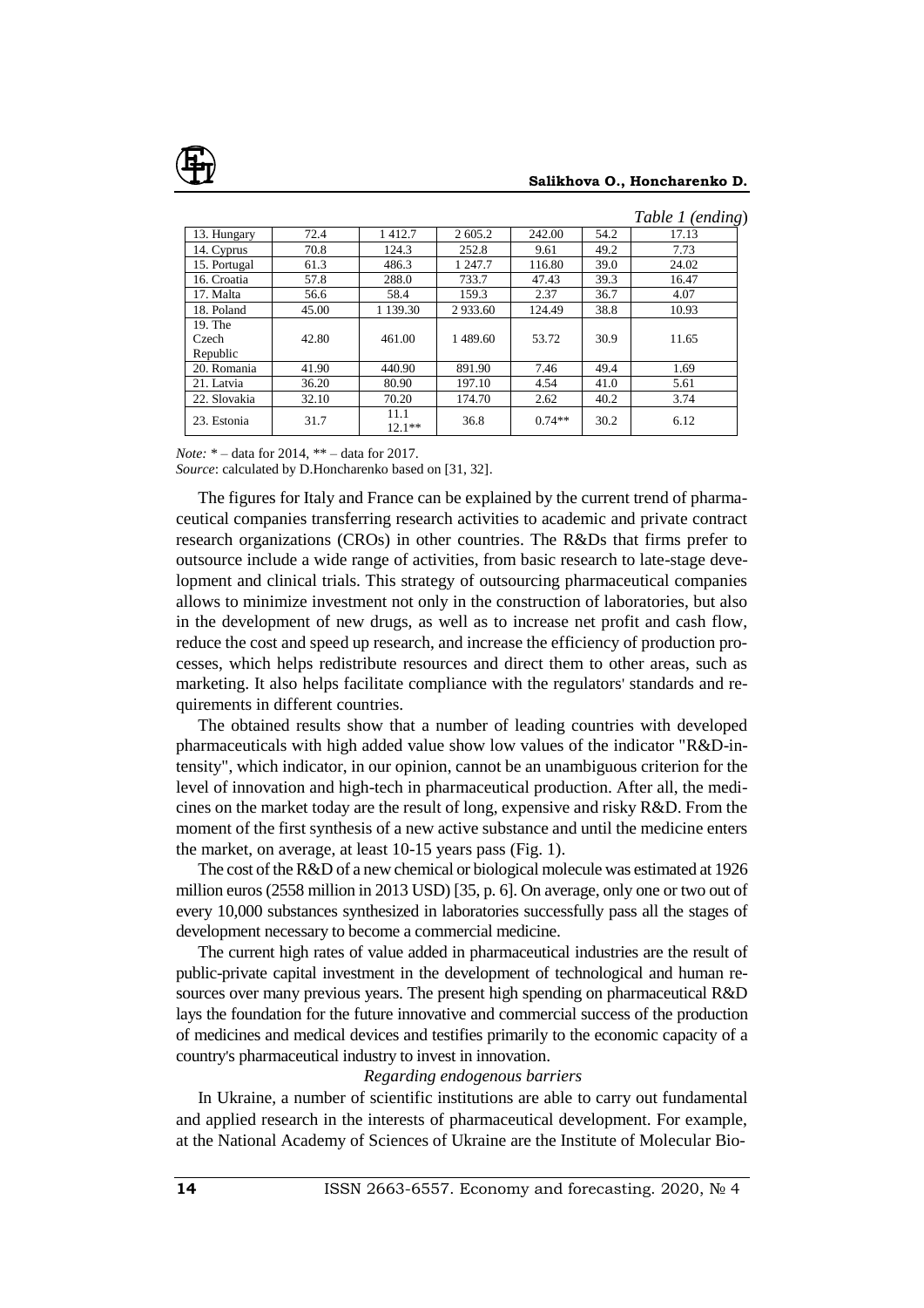*Table 1 (ending)*

| 13. Hungary | 72.4 | 1 412.7 | 2 605.2 | 242.00 | 54.2 | 17.13 |
|---|---|---|---|---|---|---|
| 14. Cyprus | 70.8 | 124.3 | 252.8 | 9.61 | 49.2 | 7.73 |
| 15. Portugal | 61.3 | 486.3 | 1 247.7 | 116.80 | 39.0 | 24.02 |
| 16. Croatia | 57.8 | 288.0 | 733.7 | 47.43 | 39.3 | 16.47 |
| 17. Malta | 56.6 | 58.4 | 159.3 | 2.37 | 36.7 | 4.07 |
| 18. Poland | 45.00 | 1 139.30 | 2 933.60 | 124.49 | 38.8 | 10.93 |
| 19. The Czech Republic | 42.80 | 461.00 | 1 489.60 | 53.72 | 30.9 | 11.65 |
| 20. Romania | 41.90 | 440.90 | 891.90 | 7.46 | 49.4 | 1.69 |
| 21. Latvia | 36.20 | 80.90 | 197.10 | 4.54 | 41.0 | 5.61 |
| 22. Slovakia | 32.10 | 70.20 | 174.70 | 2.62 | 40.2 | 3.74 |
| 23. Estonia | 31.7 | 11.1 12.1** | 36.8 | 0.74** | 30.2 | 6.12 |

*Note:* * – data for 2014, ** – data for 2017.
*Source*: calculated by D.Honcharenko based on [31, 32].

The figures for Italy and France can be explained by the current trend of pharmaceutical companies transferring research activities to academic and private contract research organizations (CROs) in other countries. The R&Ds that firms prefer to outsource include a wide range of activities, from basic research to late-stage development and clinical trials. This strategy of outsourcing pharmaceutical companies allows to minimize investment not only in the construction of laboratories, but also in the development of new drugs, as well as to increase net profit and cash flow, reduce the cost and speed up research, and increase the efficiency of production processes, which helps redistribute resources and direct them to other areas, such as marketing. It also helps facilitate compliance with the regulators' standards and requirements in different countries.

The obtained results show that a number of leading countries with developed pharmaceuticals with high added value show low values of the indicator "R&D-intensity", which indicator, in our opinion, cannot be an unambiguous criterion for the level of innovation and high-tech in pharmaceutical production. After all, the medicines on the market today are the result of long, expensive and risky R&D. From the moment of the first synthesis of a new active substance and until the medicine enters the market, on average, at least 10-15 years pass (Fig. 1).

The cost of the R&D of a new chemical or biological molecule was estimated at 1926 million euros (2558 million in 2013 USD) [35, p. 6]. On average, only one or two out of every 10,000 substances synthesized in laboratories successfully pass all the stages of development necessary to become a commercial medicine.

The current high rates of value added in pharmaceutical industries are the result of public-private capital investment in the development of technological and human resources over many previous years. The present high spending on pharmaceutical R&D lays the foundation for the future innovative and commercial success of the production of medicines and medical devices and testifies primarily to the economic capacity of a country's pharmaceutical industry to invest in innovation.

*Regarding endogenous barriers*

In Ukraine, a number of scientific institutions are able to carry out fundamental and applied research in the interests of pharmaceutical development. For example, at the National Academy of Sciences of Ukraine are the Institute of Molecular Bio-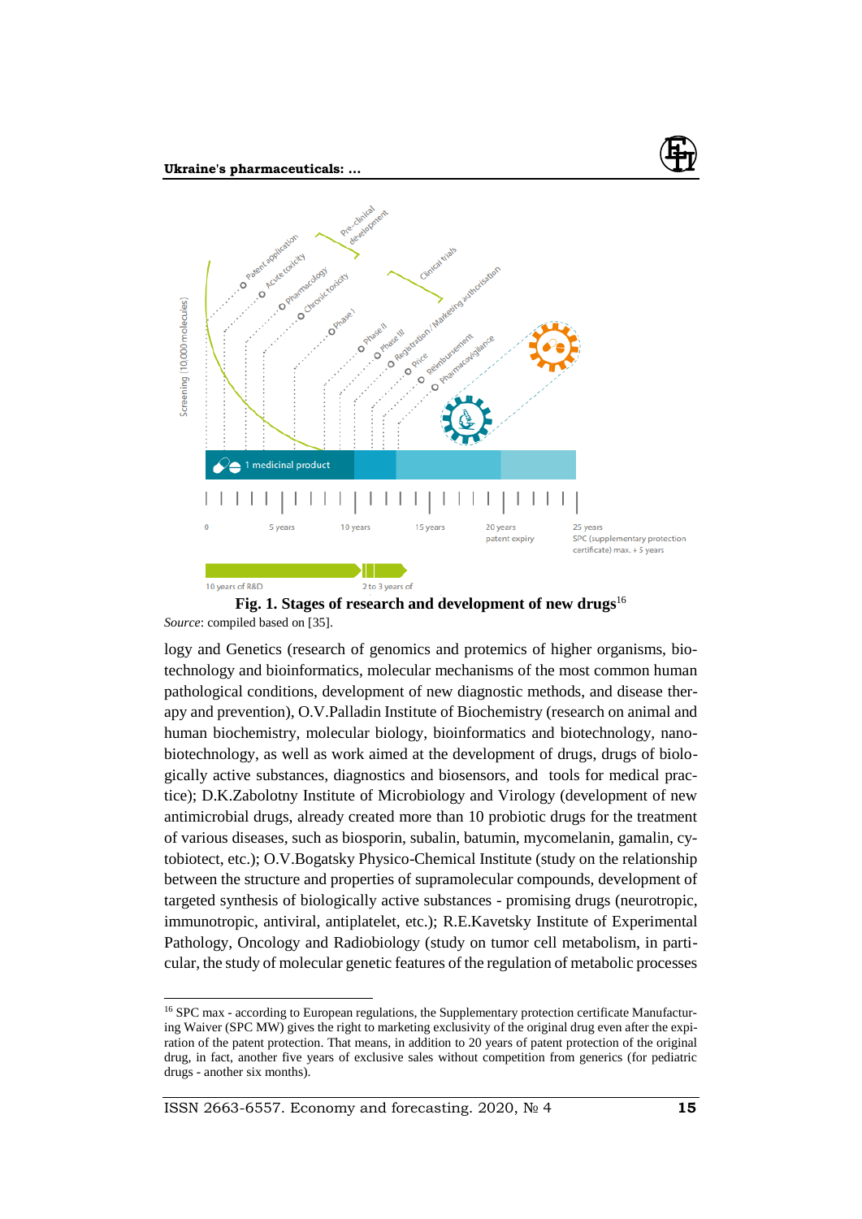Fig. 1. Stages of research and development of new drugs[16]

*Source*: compiled based on [35].

logy and Genetics (research of genomics and protemics of higher organisms, biotechnology and bioinformatics, molecular mechanisms of the most common human pathological conditions, development of new diagnostic methods, and disease therapy and prevention), O.V.Palladin Institute of Biochemistry (research on animal and human biochemistry, molecular biology, bioinformatics and biotechnology, nanobiotechnology, as well as work aimed at the development of drugs, drugs of biologically active substances, diagnostics and biosensors, and tools for medical practice); D.K.Zabolotny Institute of Microbiology and Virology (development of new antimicrobial drugs, already created more than 10 probiotic drugs for the treatment of various diseases, such as biosporin, subalin, batumin, mycomelanin, gamalin, cytobiotect, etc.); O.V.Bogatsky Physico-Chemical Institute (study on the relationship between the structure and properties of supramolecular compounds, development of targeted synthesis of biologically active substances - promising drugs (neurotropic, immunotropic, antiviral, antiplatelet, etc.); R.E.Kavetsky Institute of Experimental Pathology, Oncology and Radiobiology (study on tumor cell metabolism, in particular, the study of molecular genetic features of the regulation of metabolic processes

---

[16] SPC max - according to European regulations, the Supplementary protection certificate Manufacturing Waiver (SPC MW) gives the right to marketing exclusivity of the original drug even after the expiration of the patent protection. That means, in addition to 20 years of patent protection of the original drug, in fact, another five years of exclusive sales without competition from generics (for pediatric drugs - another six months).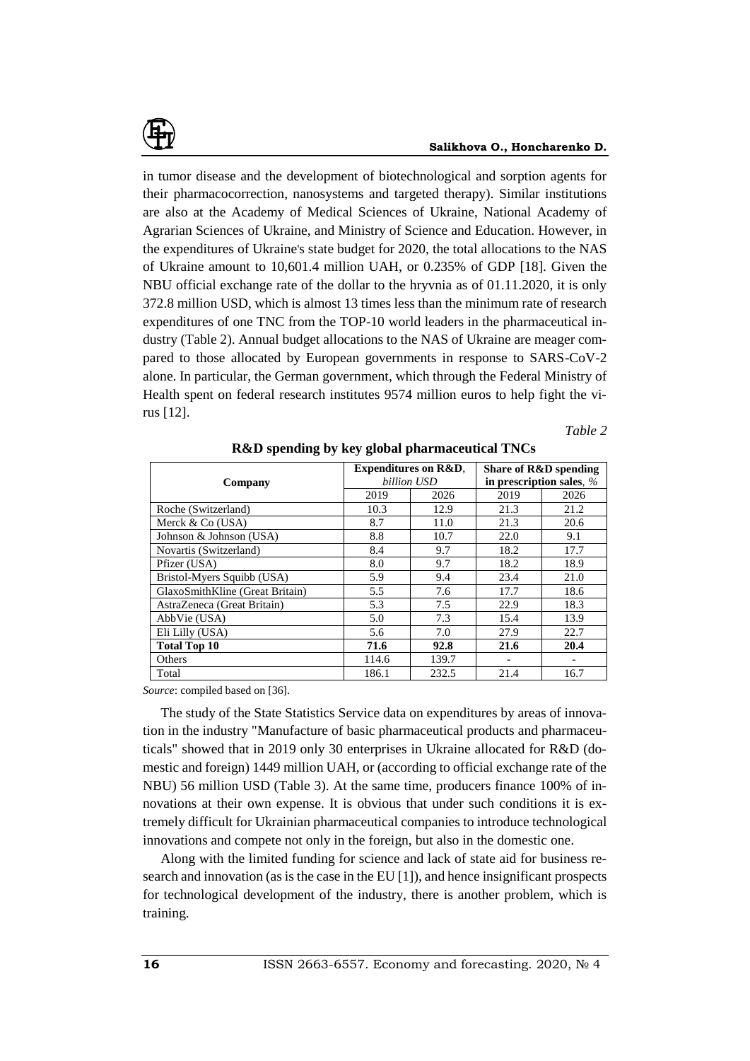in tumor disease and the development of biotechnological and sorption agents for their pharmacocorrection, nanosystems and targeted therapy). Similar institutions are also at the Academy of Medical Sciences of Ukraine, National Academy of Agrarian Sciences of Ukraine, and Ministry of Science and Education. However, in the expenditures of Ukraine's state budget for 2020, the total allocations to the NAS of Ukraine amount to 10,601.4 million UAH, or 0.235% of GDP [18]. Given the NBU official exchange rate of the dollar to the hryvnia as of 01.11.2020, it is only 372.8 million USD, which is almost 13 times less than the minimum rate of research expenditures of one TNC from the TOP-10 world leaders in the pharmaceutical industry (Table 2). Annual budget allocations to the NAS of Ukraine are meager compared to those allocated by European governments in response to SARS-CoV-2 alone. In particular, the German government, which through the Federal Ministry of Health spent on federal research institutes 9574 million euros to help fight the virus [12].

*Table 2*

**R&D spending by key global pharmaceutical TNCs**

| Company | Expenditures on R&D, *billion USD* | | Share of R&D spending in prescription sales, *%* | |
|---|---|---|---|---|
| | 2019 | 2026 | 2019 | 2026 |
| Roche (Switzerland) | 10.3 | 12.9 | 21.3 | 21.2 |
| Merck & Co (USA) | 8.7 | 11.0 | 21.3 | 20.6 |
| Johnson & Johnson (USA) | 8.8 | 10.7 | 22.0 | 9.1 |
| Novartis (Switzerland) | 8.4 | 9.7 | 18.2 | 17.7 |
| Pfizer (USA) | 8.0 | 9.7 | 18.2 | 18.9 |
| Bristol-Myers Squibb (USA) | 5.9 | 9.4 | 23.4 | 21.0 |
| GlaxoSmithKline (Great Britain) | 5.5 | 7.6 | 17.7 | 18.6 |
| AstraZeneca (Great Britain) | 5.3 | 7.5 | 22.9 | 18.3 |
| AbbVie (USA) | 5.0 | 7.3 | 15.4 | 13.9 |
| Eli Lilly (USA) | 5.6 | 7.0 | 27.9 | 22.7 |
| **Total Top 10** | **71.6** | **92.8** | **21.6** | **20.4** |
| Others | 114.6 | 139.7 | - | - |
| Total | 186.1 | 232.5 | 21.4 | 16.7 |

*Source*: compiled based on [36].

The study of the State Statistics Service data on expenditures by areas of innovation in the industry "Manufacture of basic pharmaceutical products and pharmaceuticals" showed that in 2019 only 30 enterprises in Ukraine allocated for R&D (domestic and foreign) 1449 million UAH, or (according to official exchange rate of the NBU) 56 million USD (Table 3). At the same time, producers finance 100% of innovations at their own expense. It is obvious that under such conditions it is extremely difficult for Ukrainian pharmaceutical companies to introduce technological innovations and compete not only in the foreign, but also in the domestic one.

Along with the limited funding for science and lack of state aid for business research and innovation (as is the case in the EU [1]), and hence insignificant prospects for technological development of the industry, there is another problem, which is training.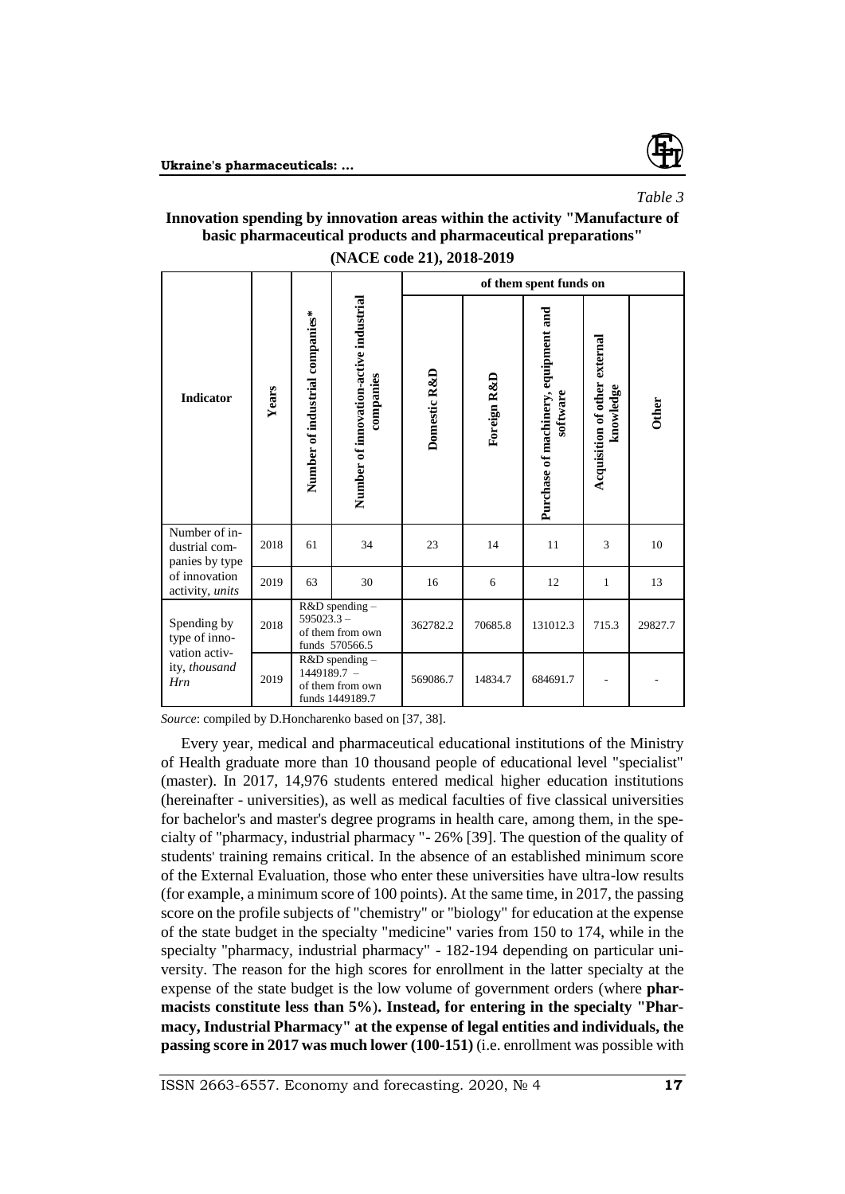*Table 3*

**Innovation spending by innovation areas within the activity "Manufacture of basic pharmaceutical products and pharmaceutical preparations" (NACE code 21), 2018-2019**

| Indicator | Years | Number of industrial companies* | Number of innovation-active industrial companies | of them spent funds on | | | | |
|---|---|---|---|---|---|---|---|---|
| | | | | Domestic R&D | Foreign R&D | Purchase of machinery, equipment and software | Acquisition of other external knowledge | Other |
| Number of industrial companies by type of innovation activity, *units* | 2018 | 61 | 34 | 23 | 14 | 11 | 3 | 10 |
| | 2019 | 63 | 30 | 16 | 6 | 12 | 1 | 13 |
| Spending by type of innovation activity, *thousand Hrn* | 2018 | R&D spending – 595023.3 – of them from own funds 570566.5 | | 362782.2 | 70685.8 | 131012.3 | 715.3 | 29827.7 |
| | 2019 | R&D spending – 1449189.7 – of them from own funds 1449189.7 | | 569086.7 | 14834.7 | 684691.7 | - | - |

*Source*: compiled by D.Honcharenko based on [37, 38].

Every year, medical and pharmaceutical educational institutions of the Ministry of Health graduate more than 10 thousand people of educational level "specialist" (master). In 2017, 14,976 students entered medical higher education institutions (hereinafter - universities), as well as medical faculties of five classical universities for bachelor's and master's degree programs in health care, among them, in the specialty of "pharmacy, industrial pharmacy "- 26% [39]. The question of the quality of students' training remains critical. In the absence of an established minimum score of the External Evaluation, those who enter these universities have ultra-low results (for example, a minimum score of 100 points). At the same time, in 2017, the passing score on the profile subjects of "chemistry" or "biology" for education at the expense of the state budget in the specialty "medicine" varies from 150 to 174, while in the specialty "pharmacy, industrial pharmacy" - 182-194 depending on particular university. The reason for the high scores for enrollment in the latter specialty at the expense of the state budget is the low volume of government orders (where **pharmacists constitute less than 5%**). **Instead, for entering in the specialty "Pharmacy, Industrial Pharmacy" at the expense of legal entities and individuals, the passing score in 2017 was much lower (100-151)** (i.e. enrollment was possible with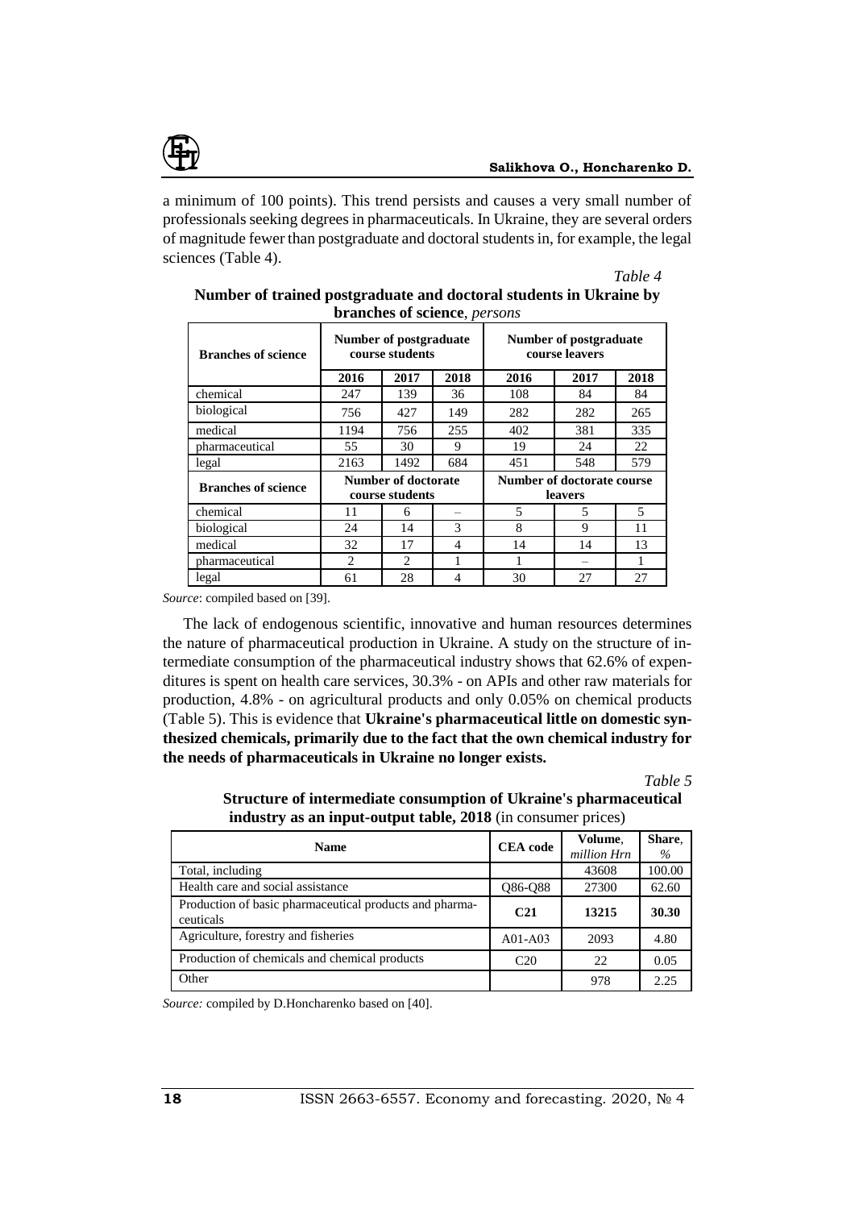a minimum of 100 points). This trend persists and causes a very small number of professionals seeking degrees in pharmaceuticals. In Ukraine, they are several orders of magnitude fewer than postgraduate and doctoral students in, for example, the legal sciences (Table 4).

*Table 4*

**Number of trained postgraduate and doctoral students in Ukraine by branches of science**, *persons*

| Branches of science | Number of postgraduate course students | | | Number of postgraduate course leavers | | |
|---|---|---|---|---|---|---|
| | 2016 | 2017 | 2018 | 2016 | 2017 | 2018 |
| chemical | 247 | 139 | 36 | 108 | 84 | 84 |
| biological | 756 | 427 | 149 | 282 | 282 | 265 |
| medical | 1194 | 756 | 255 | 402 | 381 | 335 |
| pharmaceutical | 55 | 30 | 9 | 19 | 24 | 22 |
| legal | 2163 | 1492 | 684 | 451 | 548 | 579 |
| **Branches of science** | **Number of doctorate course students** | | | **Number of doctorate course leavers** | | |
| chemical | 11 | 6 | – | 5 | 5 | 5 |
| biological | 24 | 14 | 3 | 8 | 9 | 11 |
| medical | 32 | 17 | 4 | 14 | 14 | 13 |
| pharmaceutical | 2 | 2 | 1 | 1 | – | 1 |
| legal | 61 | 28 | 4 | 30 | 27 | 27 |

*Source*: compiled based on [39].

The lack of endogenous scientific, innovative and human resources determines the nature of pharmaceutical production in Ukraine. A study on the structure of intermediate consumption of the pharmaceutical industry shows that 62.6% of expenditures is spent on health care services, 30.3% - on APIs and other raw materials for production, 4.8% - on agricultural products and only 0.05% on chemical products (Table 5). This is evidence that **Ukraine's pharmaceutical little on domestic synthesized chemicals, primarily due to the fact that the own chemical industry for the needs of pharmaceuticals in Ukraine no longer exists.**

*Table 5*

**Structure of intermediate consumption of Ukraine's pharmaceutical industry as an input-output table, 2018** (in consumer prices)

| Name | CEA code | Volume, *million Hrn* | Share, *%* |
|---|---|---|---|
| Total, including | | 43608 | 100.00 |
| Health care and social assistance | Q86-Q88 | 27300 | 62.60 |
| Production of basic pharmaceutical products and pharmaceuticals | **C21** | **13215** | **30.30** |
| Agriculture, forestry and fisheries | A01-A03 | 2093 | 4.80 |
| Production of chemicals and chemical products | C20 | 22 | 0.05 |
| Other | | 978 | 2.25 |

*Source:* compiled by D.Honcharenko based on [40].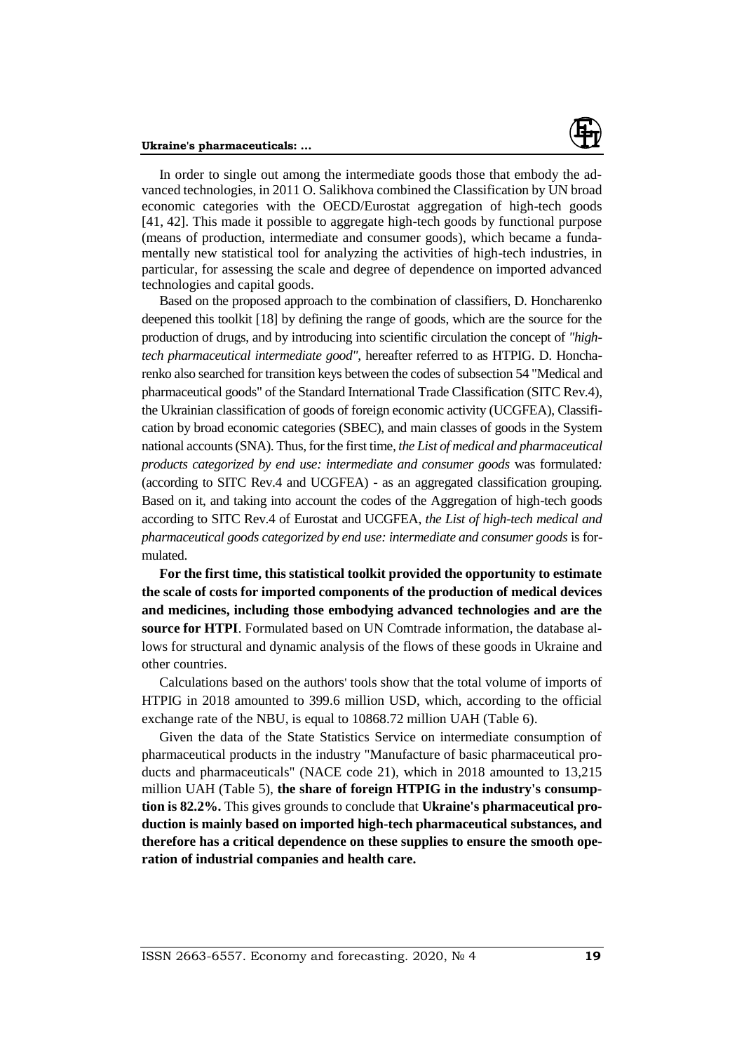In order to single out among the intermediate goods those that embody the advanced technologies, in 2011 O. Salikhova combined the Classification by UN broad economic categories with the OECD/Eurostat aggregation of high-tech goods [41, 42]. This made it possible to aggregate high-tech goods by functional purpose (means of production, intermediate and consumer goods), which became a fundamentally new statistical tool for analyzing the activities of high-tech industries, in particular, for assessing the scale and degree of dependence on imported advanced technologies and capital goods.

Based on the proposed approach to the combination of classifiers, D. Honcharenko deepened this toolkit [18] by defining the range of goods, which are the source for the production of drugs, and by introducing into scientific circulation the concept of *"high-tech pharmaceutical intermediate good"*, hereafter referred to as HTPIG. D. Honcharenko also searched for transition keys between the codes of subsection 54 "Medical and pharmaceutical goods" of the Standard International Trade Classification (SITC Rev.4), the Ukrainian classification of goods of foreign economic activity (UCGFEA), Classification by broad economic categories (SBEC), and main classes of goods in the System national accounts (SNA). Thus, for the first time, *the List of medical and pharmaceutical products categorized by end use: intermediate and consumer goods* was formulated*:* (according to SITC Rev.4 and UCGFEA) - as an aggregated classification grouping. Based on it, and taking into account the codes of the Aggregation of high-tech goods according to SITC Rev.4 of Eurostat and UCGFEA, *the List of high-tech medical and pharmaceutical goods categorized by end use: intermediate and consumer goods* is formulated.

**For the first time, this statistical toolkit provided the opportunity to estimate the scale of costs for imported components of the production of medical devices and medicines, including those embodying advanced technologies and are the source for HTPI**. Formulated based on UN Comtrade information, the database allows for structural and dynamic analysis of the flows of these goods in Ukraine and other countries.

Calculations based on the authors' tools show that the total volume of imports of HTPIG in 2018 amounted to 399.6 million USD, which, according to the official exchange rate of the NBU, is equal to 10868.72 million UAH (Table 6).

Given the data of the State Statistics Service on intermediate consumption of pharmaceutical products in the industry "Manufacture of basic pharmaceutical products and pharmaceuticals" (NACE code 21), which in 2018 amounted to 13,215 million UAH (Table 5), **the share of foreign HTPIG in the industry's consumption is 82.2%.** This gives grounds to conclude that **Ukraine's pharmaceutical production is mainly based on imported high-tech pharmaceutical substances, and therefore has a critical dependence on these supplies to ensure the smooth operation of industrial companies and health care.**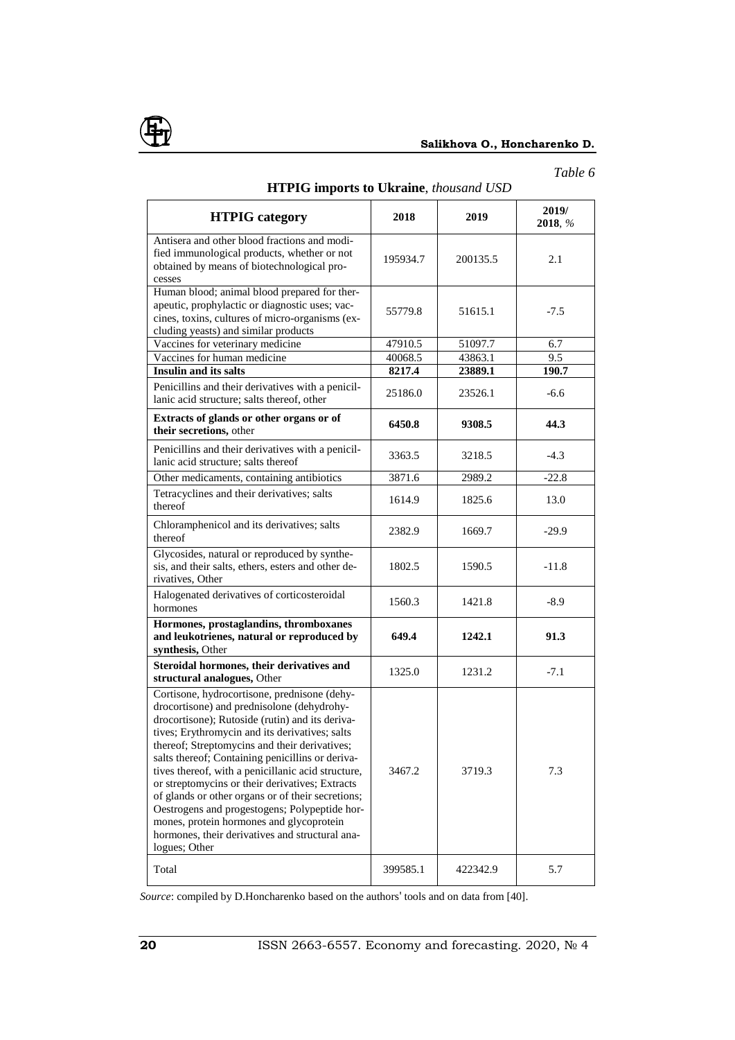*Table 6*

**HTPIG imports to Ukraine**, *thousand USD*

| HTPIG category | 2018 | 2019 | 2019/ 2018, % |
|---|---|---|---|
| Antisera and other blood fractions and modified immunological products, whether or not obtained by means of biotechnological processes | 195934.7 | 200135.5 | 2.1 |
| Human blood; animal blood prepared for therapeutic, prophylactic or diagnostic uses; vaccines, toxins, cultures of micro-organisms (excluding yeasts) and similar products | 55779.8 | 51615.1 | -7.5 |
| Vaccines for veterinary medicine | 47910.5 | 51097.7 | 6.7 |
| Vaccines for human medicine | 40068.5 | 43863.1 | 9.5 |
| **Insulin and its salts** | **8217.4** | **23889.1** | **190.7** |
| Penicillins and their derivatives with a penicillanic acid structure; salts thereof, other | 25186.0 | 23526.1 | -6.6 |
| **Extracts of glands or other organs or of their secretions,** other | **6450.8** | **9308.5** | **44.3** |
| Penicillins and their derivatives with a penicillanic acid structure; salts thereof | 3363.5 | 3218.5 | -4.3 |
| Other medicaments, containing antibiotics | 3871.6 | 2989.2 | -22.8 |
| Tetracyclines and their derivatives; salts thereof | 1614.9 | 1825.6 | 13.0 |
| Chloramphenicol and its derivatives; salts thereof | 2382.9 | 1669.7 | -29.9 |
| Glycosides, natural or reproduced by synthesis, and their salts, ethers, esters and other derivatives, Other | 1802.5 | 1590.5 | -11.8 |
| Halogenated derivatives of corticosteroidal hormones | 1560.3 | 1421.8 | -8.9 |
| **Hormones, prostaglandins, thromboxanes and leukotrienes, natural or reproduced by synthesis,** Other | **649.4** | **1242.1** | **91.3** |
| **Steroidal hormones, their derivatives and structural analogues,** Other | 1325.0 | 1231.2 | -7.1 |
| Cortisone, hydrocortisone, prednisone (dehydrocortisone) and prednisolone (dehydrohydrocortisone); Rutoside (rutin) and its derivatives; Erythromycin and its derivatives; salts thereof; Streptomycins and their derivatives; salts thereof; Containing penicillins or derivatives thereof, with a penicillanic acid structure, or streptomycins or their derivatives; Extracts of glands or other organs or of their secretions; Oestrogens and progestogens; Polypeptide hormones, protein hormones and glycoprotein hormones, their derivatives and structural analogues; Other | 3467.2 | 3719.3 | 7.3 |
| Total | 399585.1 | 422342.9 | 5.7 |

*Source*: compiled by D.Honcharenko based on the authors' tools and on data from [40].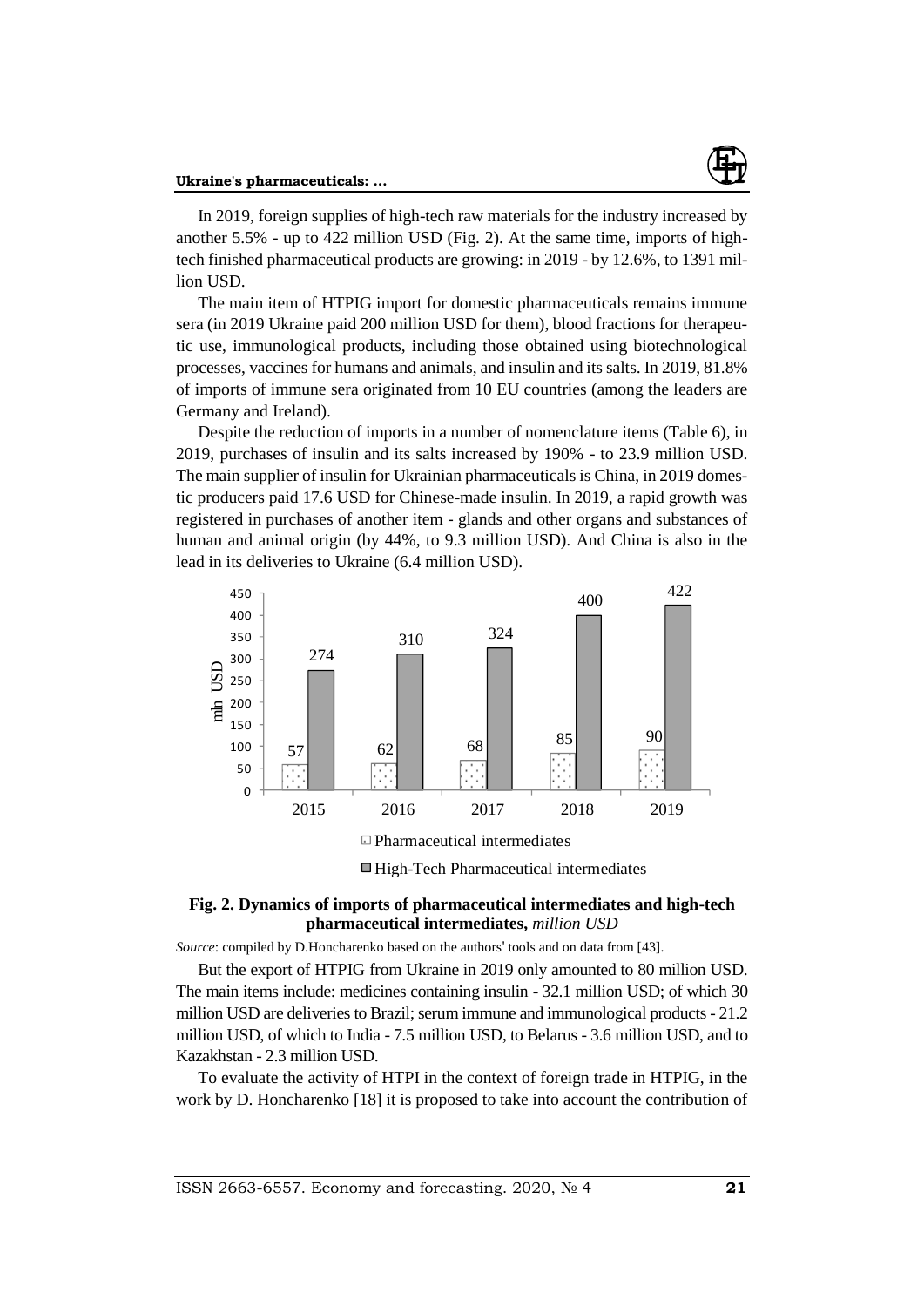In 2019, foreign supplies of high-tech raw materials for the industry increased by another 5.5% - up to 422 million USD (Fig. 2). At the same time, imports of high-tech finished pharmaceutical products are growing: in 2019 - by 12.6%, to 1391 million USD.

The main item of HTPIG import for domestic pharmaceuticals remains immune sera (in 2019 Ukraine paid 200 million USD for them), blood fractions for therapeutic use, immunological products, including those obtained using biotechnological processes, vaccines for humans and animals, and insulin and its salts. In 2019, 81.8% of imports of immune sera originated from 10 EU countries (among the leaders are Germany and Ireland).

Despite the reduction of imports in a number of nomenclature items (Table 6), in 2019, purchases of insulin and its salts increased by 190% - to 23.9 million USD. The main supplier of insulin for Ukrainian pharmaceuticals is China, in 2019 domestic producers paid 17.6 USD for Chinese-made insulin. In 2019, a rapid growth was registered in purchases of another item - glands and other organs and substances of human and animal origin (by 44%, to 9.3 million USD). And China is also in the lead in its deliveries to Ukraine (6.4 million USD).

| Year | Pharmaceutical intermediates (mln USD) | High-Tech Pharmaceutical intermediates (mln USD) |
|---|---|---|
| 2015 | 57 | 274 |
| 2016 | 62 | 310 |
| 2017 | 68 | 324 |
| 2018 | 85 | 400 |
| 2019 | 90 | 422 |

**Fig. 2. Dynamics of imports of pharmaceutical intermediates and high-tech pharmaceutical intermediates,** *million USD*

*Source*: compiled by D.Honcharenko based on the authors' tools and on data from [43].

But the export of HTPIG from Ukraine in 2019 only amounted to 80 million USD. The main items include: medicines containing insulin - 32.1 million USD; of which 30 million USD are deliveries to Brazil; serum immune and immunological products - 21.2 million USD, of which to India - 7.5 million USD, to Belarus - 3.6 million USD, and to Kazakhstan - 2.3 million USD.

To evaluate the activity of HTPI in the context of foreign trade in HTPIG, in the work by D. Honcharenko [18] it is proposed to take into account the contribution of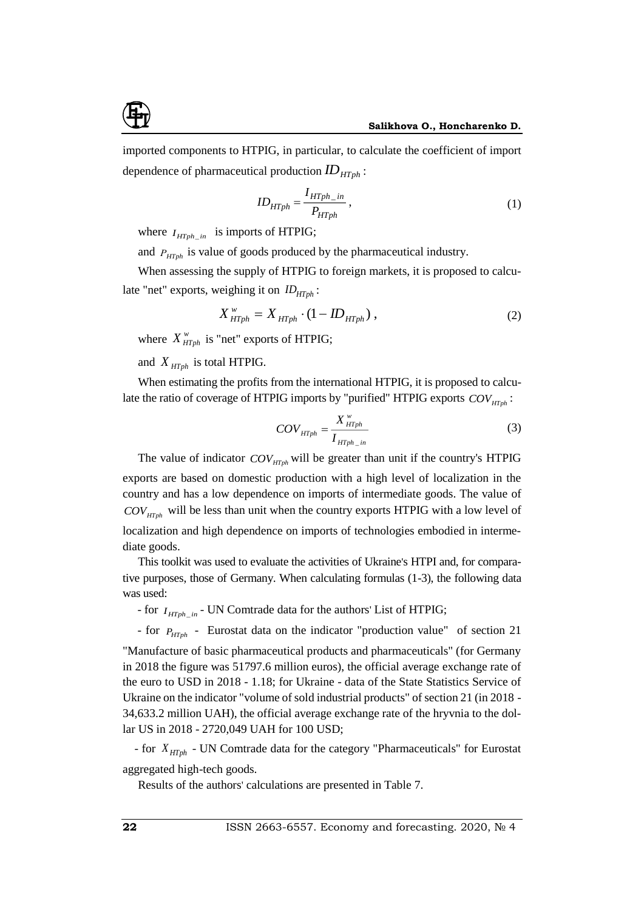imported components to HTPIG, in particular, to calculate the coefficient of import dependence of pharmaceutical production $ID_{HTPh}$:

$$ID_{HTPh} = \frac{I_{HTPh\_in}}{P_{HTPh}}, \tag{1}$$

where $I_{HTPh\_in}$ is imports of HTPIG;

and $P_{HTPh}$ is value of goods produced by the pharmaceutical industry.

When assessing the supply of HTPIG to foreign markets, it is proposed to calculate "net" exports, weighing it on $ID_{HTPh}$:

$$X^{w}_{HTPh} = X_{HTPh} \cdot (1 - ID_{HTPh}), \tag{2}$$

where $X^{w}_{HTPh}$ is "net" exports of HTPIG;

and $X_{HTPh}$ is total HTPIG.

When estimating the profits from the international HTPIG, it is proposed to calculate the ratio of coverage of HTPIG imports by "purified" HTPIG exports $COV_{HTPh}$:

$$COV_{HTPh} = \frac{X^{w}_{HTPh}}{I_{HTPh\_in}} \tag{3}$$

The value of indicator $COV_{HTPh}$ will be greater than unit if the country's HTPIG exports are based on domestic production with a high level of localization in the country and has a low dependence on imports of intermediate goods. The value of $COV_{HTPh}$ will be less than unit when the country exports HTPIG with a low level of localization and high dependence on imports of technologies embodied in intermediate goods.

This toolkit was used to evaluate the activities of Ukraine's HTPI and, for comparative purposes, those of Germany. When calculating formulas (1-3), the following data was used:

- for $I_{HTPh\_in}$ - UN Comtrade data for the authors' List of HTPIG;

- for $P_{HTPh}$ - Eurostat data on the indicator "production value" of section 21 "Manufacture of basic pharmaceutical products and pharmaceuticals" (for Germany in 2018 the figure was 51797.6 million euros), the official average exchange rate of the euro to USD in 2018 - 1.18; for Ukraine - data of the State Statistics Service of Ukraine on the indicator "volume of sold industrial products" of section 21 (in 2018 - 34,633.2 million UAH), the official average exchange rate of the hryvnia to the dollar US in 2018 - 2720,049 UAH for 100 USD;

- for $X_{HTPh}$ - UN Comtrade data for the category "Pharmaceuticals" for Eurostat aggregated high-tech goods.

Results of the authors' calculations are presented in Table 7.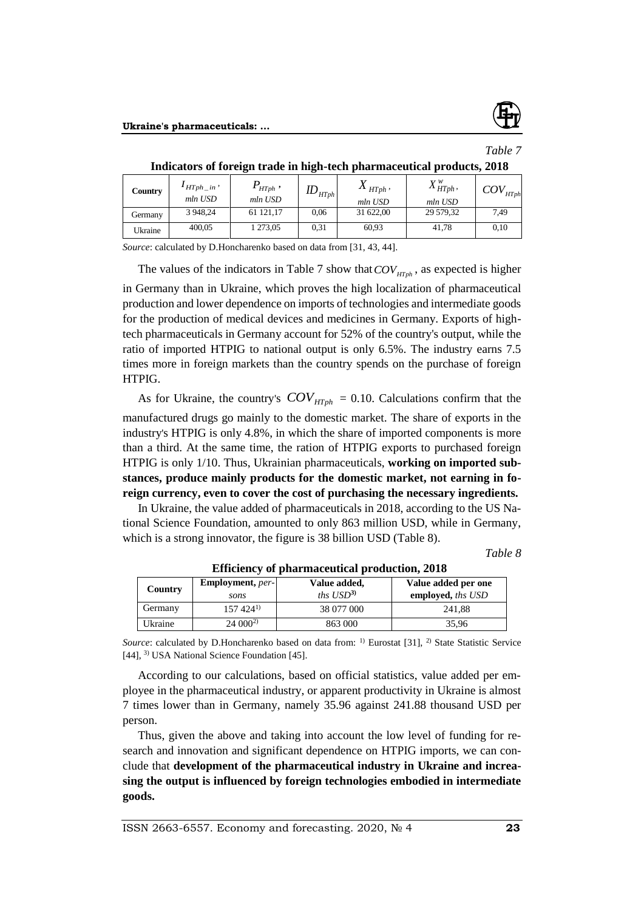*Table 7*

**Indicators of foreign trade in high-tech pharmaceutical products, 2018**

| Country | $I_{HTph\_in}$, *mln USD* | $P_{HTph}$, *mln USD* | $ID_{HTph}$ | $X_{HTph}$, *mln USD* | $X^{w}_{HTph}$, *mln USD* | $COV_{HTph}$ |
|---|---|---|---|---|---|---|
| Germany | 3 948,24 | 61 121,17 | 0,06 | 31 622,00 | 29 579,32 | 7,49 |
| Ukraine | 400,05 | 1 273,05 | 0,31 | 60,93 | 41,78 | 0,10 |

*Source*: calculated by D.Honcharenko based on data from [31, 43, 44].

The values of the indicators in Table 7 show that $COV_{HTph}$, as expected is higher in Germany than in Ukraine, which proves the high localization of pharmaceutical production and lower dependence on imports of technologies and intermediate goods for the production of medical devices and medicines in Germany. Exports of high-tech pharmaceuticals in Germany account for 52% of the country's output, while the ratio of imported HTPIG to national output is only 6.5%. The industry earns 7.5 times more in foreign markets than the country spends on the purchase of foreign HTPIG.

As for Ukraine, the country's $COV_{HTph}$ = 0.10. Calculations confirm that the manufactured drugs go mainly to the domestic market. The share of exports in the industry's HTPIG is only 4.8%, in which the share of imported components is more than a third. At the same time, the ration of HTPIG exports to purchased foreign HTPIG is only 1/10. Thus, Ukrainian pharmaceuticals, **working on imported substances, produce mainly products for the domestic market, not earning in foreign currency, even to cover the cost of purchasing the necessary ingredients.**

In Ukraine, the value added of pharmaceuticals in 2018, according to the US National Science Foundation, amounted to only 863 million USD, while in Germany, which is a strong innovator, the figure is 38 billion USD (Table 8).

*Table 8*

**Efficiency of pharmaceutical production, 2018**

| Country | **Employment,** *persons* | **Value added,** *ths USD*[3] | **Value added per one employed,** *ths USD* |
|---|---|---|---|
| Germany | 157 424[1] | 38 077 000 | 241,88 |
| Ukraine | 24 000[2] | 863 000 | 35,96 |

*Source*: calculated by D.Honcharenko based on data from: [1] Eurostat [31], [2] State Statistic Service [44], [3] USA National Science Foundation [45].

According to our calculations, based on official statistics, value added per employee in the pharmaceutical industry, or apparent productivity in Ukraine is almost 7 times lower than in Germany, namely 35.96 against 241.88 thousand USD per person.

Thus, given the above and taking into account the low level of funding for research and innovation and significant dependence on HTPIG imports, we can conclude that **development of the pharmaceutical industry in Ukraine and increasing the output is influenced by foreign technologies embodied in intermediate goods.**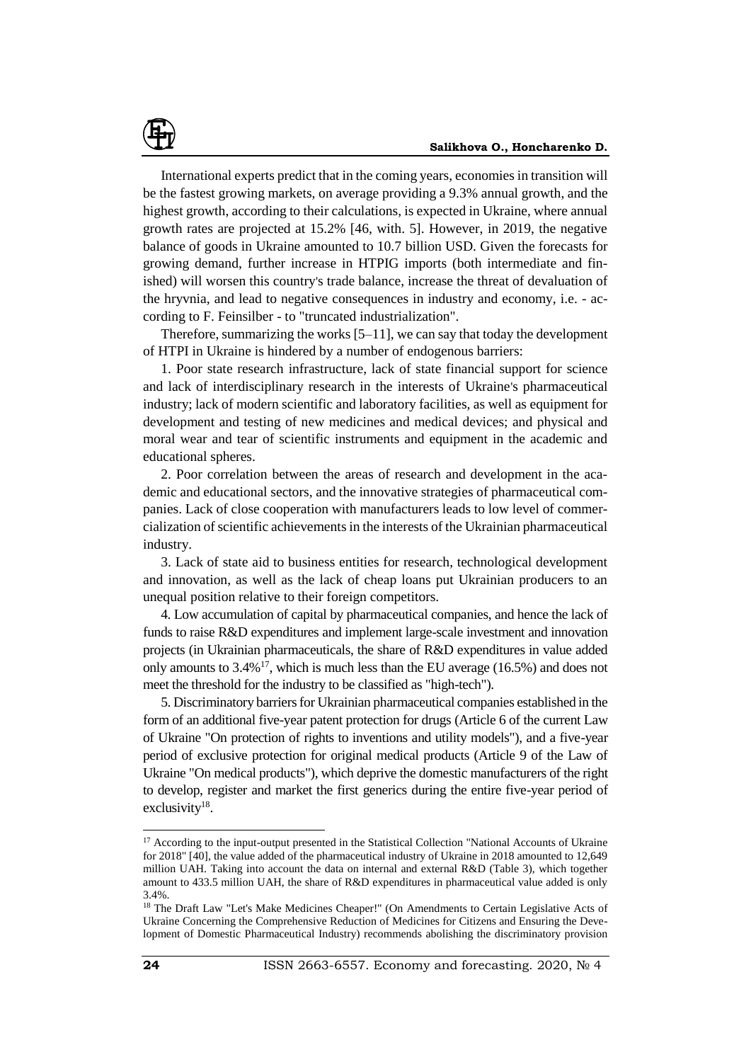International experts predict that in the coming years, economies in transition will be the fastest growing markets, on average providing a 9.3% annual growth, and the highest growth, according to their calculations, is expected in Ukraine, where annual growth rates are projected at 15.2% [46, with. 5]. However, in 2019, the negative balance of goods in Ukraine amounted to 10.7 billion USD. Given the forecasts for growing demand, further increase in HTPIG imports (both intermediate and finished) will worsen this country's trade balance, increase the threat of devaluation of the hryvnia, and lead to negative consequences in industry and economy, i.e. - according to F. Feinsilber - to "truncated industrialization".

Therefore, summarizing the works [5–11], we can say that today the development of HTPI in Ukraine is hindered by a number of endogenous barriers:

1. Poor state research infrastructure, lack of state financial support for science and lack of interdisciplinary research in the interests of Ukraine's pharmaceutical industry; lack of modern scientific and laboratory facilities, as well as equipment for development and testing of new medicines and medical devices; and physical and moral wear and tear of scientific instruments and equipment in the academic and educational spheres.

2. Poor correlation between the areas of research and development in the academic and educational sectors, and the innovative strategies of pharmaceutical companies. Lack of close cooperation with manufacturers leads to low level of commercialization of scientific achievements in the interests of the Ukrainian pharmaceutical industry.

3. Lack of state aid to business entities for research, technological development and innovation, as well as the lack of cheap loans put Ukrainian producers to an unequal position relative to their foreign competitors.

4. Low accumulation of capital by pharmaceutical companies, and hence the lack of funds to raise R&D expenditures and implement large-scale investment and innovation projects (in Ukrainian pharmaceuticals, the share of R&D expenditures in value added only amounts to 3.4%[17], which is much less than the EU average (16.5%) and does not meet the threshold for the industry to be classified as "high-tech").

5. Discriminatory barriers for Ukrainian pharmaceutical companies established in the form of an additional five-year patent protection for drugs (Article 6 of the current Law of Ukraine "On protection of rights to inventions and utility models"), and a five-year period of exclusive protection for original medical products (Article 9 of the Law of Ukraine "On medical products"), which deprive the domestic manufacturers of the right to develop, register and market the first generics during the entire five-year period of exclusivity[18].

---

[17] According to the input-output presented in the Statistical Collection "National Accounts of Ukraine for 2018" [40], the value added of the pharmaceutical industry of Ukraine in 2018 amounted to 12,649 million UAH. Taking into account the data on internal and external R&D (Table 3), which together amount to 433.5 million UAH, the share of R&D expenditures in pharmaceutical value added is only 3.4%.

[18] The Draft Law "Let's Make Medicines Cheaper!" (On Amendments to Certain Legislative Acts of Ukraine Concerning the Comprehensive Reduction of Medicines for Citizens and Ensuring the Development of Domestic Pharmaceutical Industry) recommends abolishing the discriminatory provision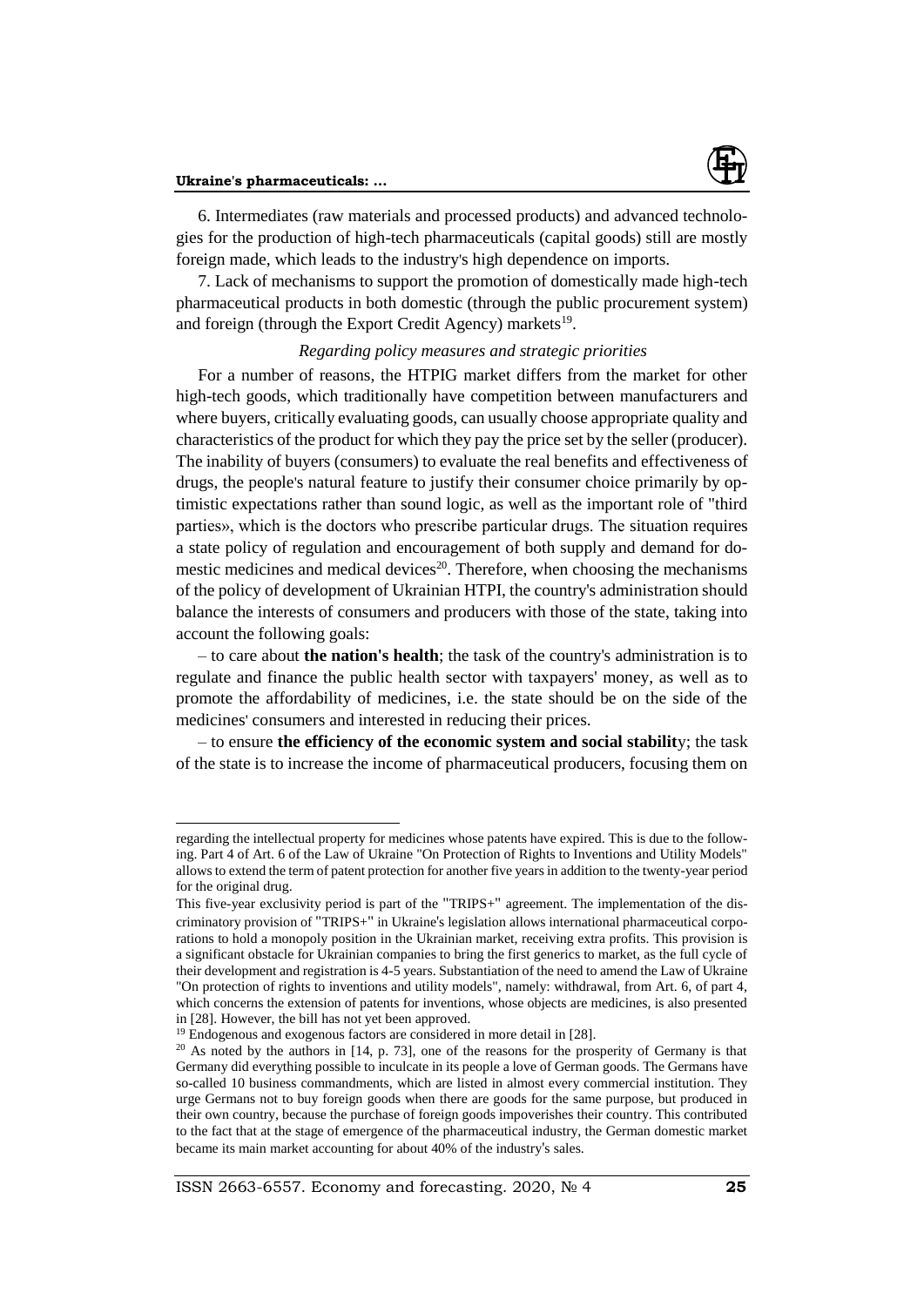6. Intermediates (raw materials and processed products) and advanced technologies for the production of high-tech pharmaceuticals (capital goods) still are mostly foreign made, which leads to the industry's high dependence on imports.

7. Lack of mechanisms to support the promotion of domestically made high-tech pharmaceutical products in both domestic (through the public procurement system) and foreign (through the Export Credit Agency) markets[19].

*Regarding policy measures and strategic priorities*

For a number of reasons, the HTPIG market differs from the market for other high-tech goods, which traditionally have competition between manufacturers and where buyers, critically evaluating goods, can usually choose appropriate quality and characteristics of the product for which they pay the price set by the seller (producer). The inability of buyers (consumers) to evaluate the real benefits and effectiveness of drugs, the people's natural feature to justify their consumer choice primarily by optimistic expectations rather than sound logic, as well as the important role of "third parties», which is the doctors who prescribe particular drugs. The situation requires a state policy of regulation and encouragement of both supply and demand for domestic medicines and medical devices[20]. Therefore, when choosing the mechanisms of the policy of development of Ukrainian HTPI, the country's administration should balance the interests of consumers and producers with those of the state, taking into account the following goals:

– to care about **the nation's health**; the task of the country's administration is to regulate and finance the public health sector with taxpayers' money, as well as to promote the affordability of medicines, i.e. the state should be on the side of the medicines' consumers and interested in reducing their prices.

– to ensure **the efficiency of the economic system and social stabilit**y; the task of the state is to increase the income of pharmaceutical producers, focusing them on

---

regarding the intellectual property for medicines whose patents have expired. This is due to the following. Part 4 of Art. 6 of the Law of Ukraine "On Protection of Rights to Inventions and Utility Models" allows to extend the term of patent protection for another five years in addition to the twenty-year period for the original drug.

This five-year exclusivity period is part of the "TRIPS+" agreement. The implementation of the discriminatory provision of "TRIPS+" in Ukraine's legislation allows international pharmaceutical corporations to hold a monopoly position in the Ukrainian market, receiving extra profits. This provision is a significant obstacle for Ukrainian companies to bring the first generics to market, as the full cycle of their development and registration is 4-5 years. Substantiation of the need to amend the Law of Ukraine "On protection of rights to inventions and utility models", namely: withdrawal, from Art. 6, of part 4, which concerns the extension of patents for inventions, whose objects are medicines, is also presented in [28]. However, the bill has not yet been approved.

[19] Endogenous and exogenous factors are considered in more detail in [28].

[20] As noted by the authors in [14, p. 73], one of the reasons for the prosperity of Germany is that Germany did everything possible to inculcate in its people a love of German goods. The Germans have so-called 10 business commandments, which are listed in almost every commercial institution. They urge Germans not to buy foreign goods when there are goods for the same purpose, but produced in their own country, because the purchase of foreign goods impoverishes their country. This contributed to the fact that at the stage of emergence of the pharmaceutical industry, the German domestic market became its main market accounting for about 40% of the industry's sales.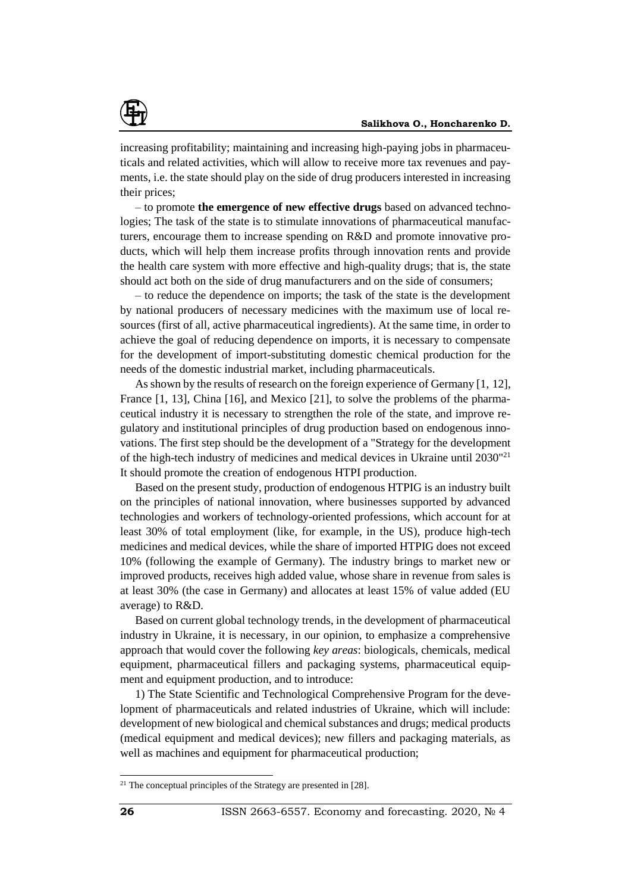increasing profitability; maintaining and increasing high-paying jobs in pharmaceuticals and related activities, which will allow to receive more tax revenues and payments, i.e. the state should play on the side of drug producers interested in increasing their prices;

– to promote **the emergence of new effective drugs** based on advanced technologies; The task of the state is to stimulate innovations of pharmaceutical manufacturers, encourage them to increase spending on R&D and promote innovative products, which will help them increase profits through innovation rents and provide the health care system with more effective and high-quality drugs; that is, the state should act both on the side of drug manufacturers and on the side of consumers;

– to reduce the dependence on imports; the task of the state is the development by national producers of necessary medicines with the maximum use of local resources (first of all, active pharmaceutical ingredients). At the same time, in order to achieve the goal of reducing dependence on imports, it is necessary to compensate for the development of import-substituting domestic chemical production for the needs of the domestic industrial market, including pharmaceuticals.

As shown by the results of research on the foreign experience of Germany [1, 12], France [1, 13], China [16], and Mexico [21], to solve the problems of the pharmaceutical industry it is necessary to strengthen the role of the state, and improve regulatory and institutional principles of drug production based on endogenous innovations. The first step should be the development of a "Strategy for the development of the high-tech industry of medicines and medical devices in Ukraine until 2030"[21] It should promote the creation of endogenous HTPI production.

Based on the present study, production of endogenous HTPIG is an industry built on the principles of national innovation, where businesses supported by advanced technologies and workers of technology-oriented professions, which account for at least 30% of total employment (like, for example, in the US), produce high-tech medicines and medical devices, while the share of imported HTPIG does not exceed 10% (following the example of Germany). The industry brings to market new or improved products, receives high added value, whose share in revenue from sales is at least 30% (the case in Germany) and allocates at least 15% of value added (EU average) to R&D.

Based on current global technology trends, in the development of pharmaceutical industry in Ukraine, it is necessary, in our opinion, to emphasize a comprehensive approach that would cover the following *key areas*: biologicals, chemicals, medical equipment, pharmaceutical fillers and packaging systems, pharmaceutical equipment and equipment production, and to introduce:

1) The State Scientific and Technological Comprehensive Program for the development of pharmaceuticals and related industries of Ukraine, which will include: development of new biological and chemical substances and drugs; medical products (medical equipment and medical devices); new fillers and packaging materials, as well as machines and equipment for pharmaceutical production;

[21] The conceptual principles of the Strategy are presented in [28].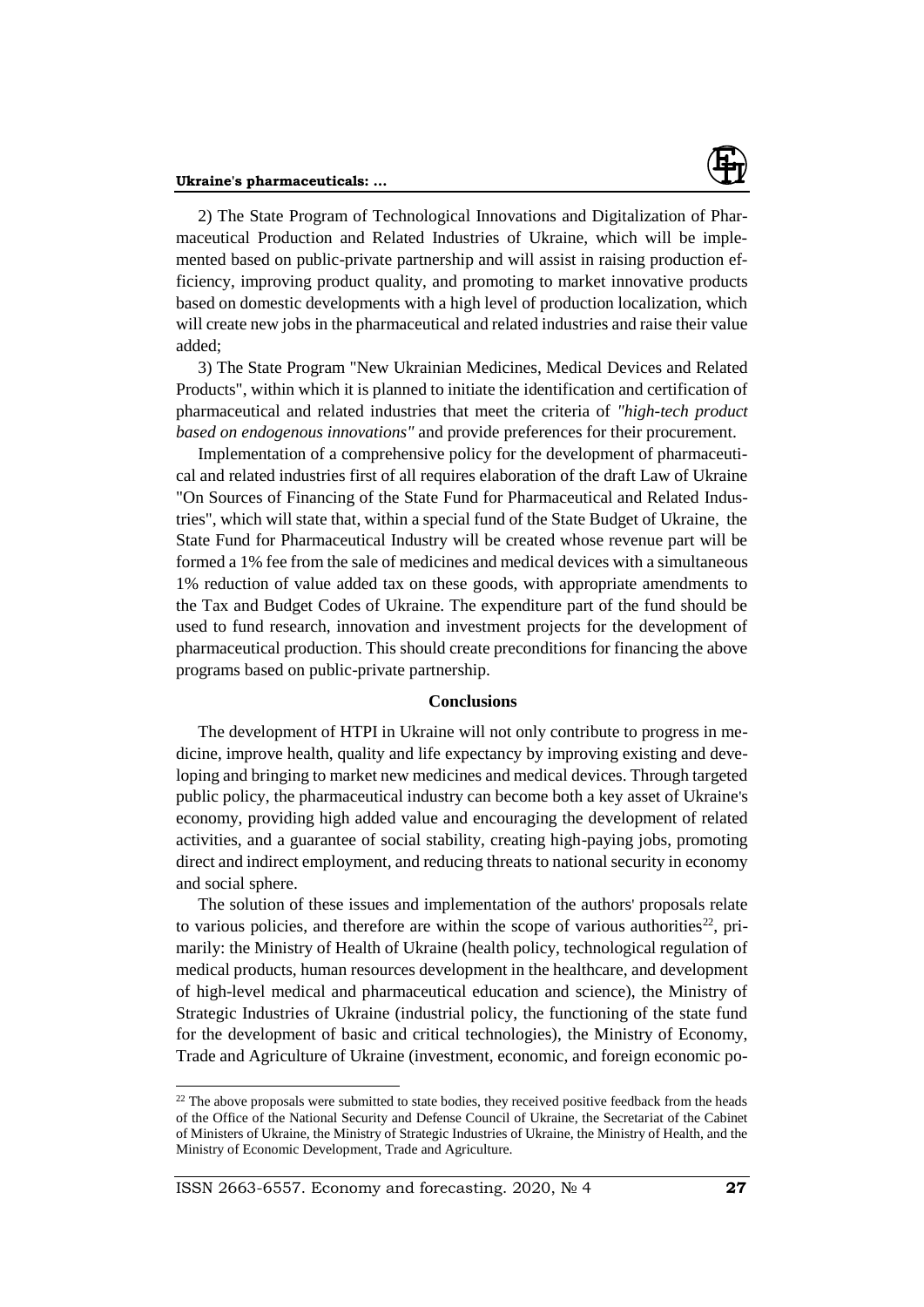2) The State Program of Technological Innovations and Digitalization of Pharmaceutical Production and Related Industries of Ukraine, which will be implemented based on public-private partnership and will assist in raising production efficiency, improving product quality, and promoting to market innovative products based on domestic developments with a high level of production localization, which will create new jobs in the pharmaceutical and related industries and raise their value added;

3) The State Program "New Ukrainian Medicines, Medical Devices and Related Products", within which it is planned to initiate the identification and certification of pharmaceutical and related industries that meet the criteria of *"high-tech product based on endogenous innovations"* and provide preferences for their procurement.

Implementation of a comprehensive policy for the development of pharmaceutical and related industries first of all requires elaboration of the draft Law of Ukraine "On Sources of Financing of the State Fund for Pharmaceutical and Related Industries", which will state that, within a special fund of the State Budget of Ukraine, the State Fund for Pharmaceutical Industry will be created whose revenue part will be formed a 1% fee from the sale of medicines and medical devices with a simultaneous 1% reduction of value added tax on these goods, with appropriate amendments to the Tax and Budget Codes of Ukraine. The expenditure part of the fund should be used to fund research, innovation and investment projects for the development of pharmaceutical production. This should create preconditions for financing the above programs based on public-private partnership.

## Conclusions

The development of HTPI in Ukraine will not only contribute to progress in medicine, improve health, quality and life expectancy by improving existing and developing and bringing to market new medicines and medical devices. Through targeted public policy, the pharmaceutical industry can become both a key asset of Ukraine's economy, providing high added value and encouraging the development of related activities, and a guarantee of social stability, creating high-paying jobs, promoting direct and indirect employment, and reducing threats to national security in economy and social sphere.

The solution of these issues and implementation of the authors' proposals relate to various policies, and therefore are within the scope of various authorities[22], primarily: the Ministry of Health of Ukraine (health policy, technological regulation of medical products, human resources development in the healthcare, and development of high-level medical and pharmaceutical education and science), the Ministry of Strategic Industries of Ukraine (industrial policy, the functioning of the state fund for the development of basic and critical technologies), the Ministry of Economy, Trade and Agriculture of Ukraine (investment, economic, and foreign economic po-

[22] The above proposals were submitted to state bodies, they received positive feedback from the heads of the Office of the National Security and Defense Council of Ukraine, the Secretariat of the Cabinet of Ministers of Ukraine, the Ministry of Strategic Industries of Ukraine, the Ministry of Health, and the Ministry of Economic Development, Trade and Agriculture.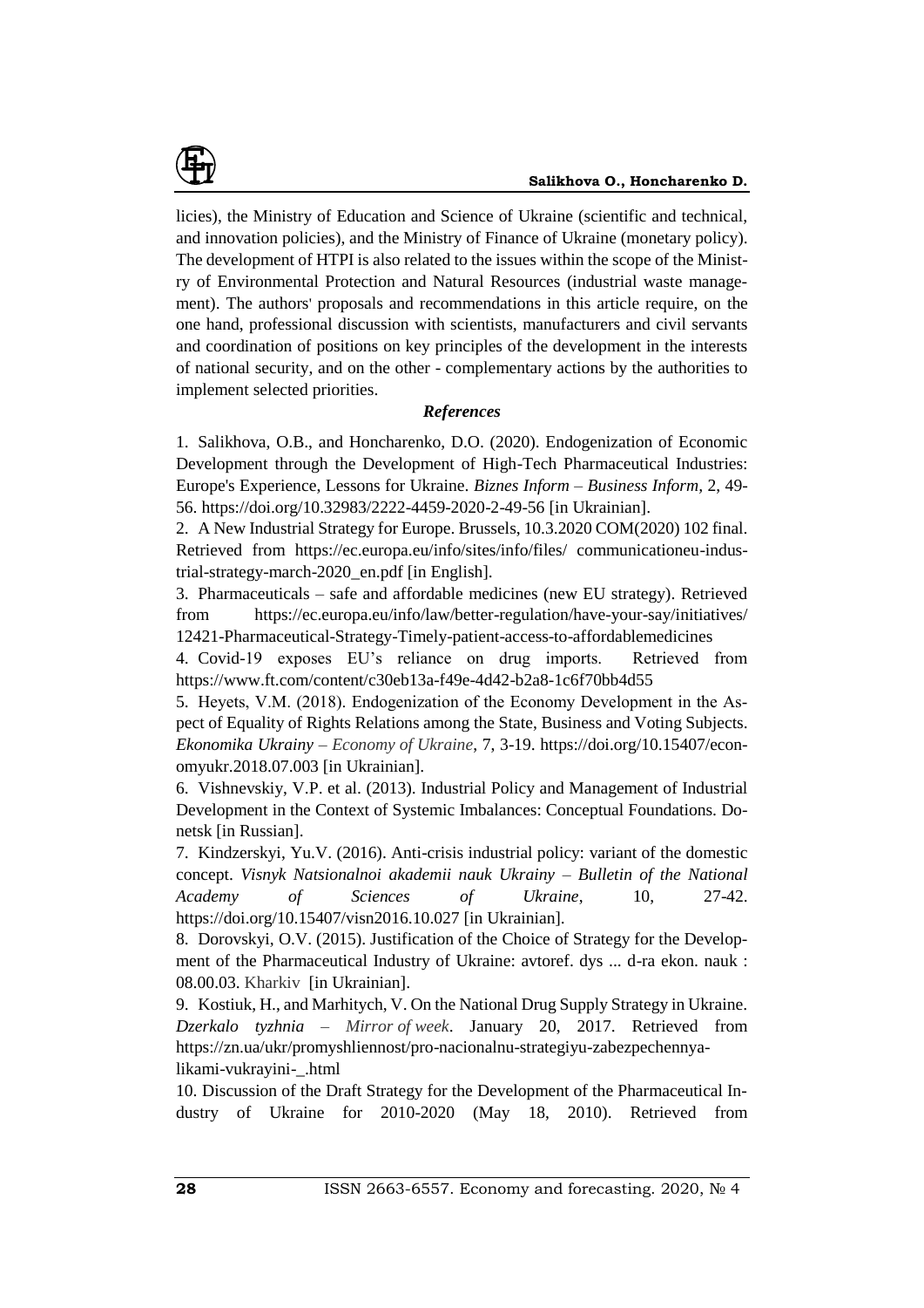licies), the Ministry of Education and Science of Ukraine (scientific and technical, and innovation policies), and the Ministry of Finance of Ukraine (monetary policy). The development of HTPI is also related to the issues within the scope of the Ministry of Environmental Protection and Natural Resources (industrial waste management). The authors' proposals and recommendations in this article require, on the one hand, professional discussion with scientists, manufacturers and civil servants and coordination of positions on key principles of the development in the interests of national security, and on the other - complementary actions by the authorities to implement selected priorities.

### *References*

1. Salikhova, O.B., and Honcharenko, D.O. (2020). Endogenization of Economic Development through the Development of High-Tech Pharmaceutical Industries: Europe's Experience, Lessons for Ukraine. *Biznes Inform – Business Inform,* 2, 49-56. https://doi.org/10.32983/2222-4459-2020-2-49-56 [in Ukrainian].

2. A New Industrial Strategy for Europe. Brussels, 10.3.2020 COM(2020) 102 final. Retrieved from https://ec.europa.eu/info/sites/info/files/ communicationeu-industrial-strategy-march-2020_en.pdf [in English].

3. Pharmaceuticals – safe and affordable medicines (new EU strategy). Retrieved from https://ec.europa.eu/info/law/better-regulation/have-your-say/initiatives/ 12421-Pharmaceutical-Strategy-Timely-patient-access-to-affordablemedicines

4. Covid-19 exposes EU's reliance on drug imports. Retrieved from https://www.ft.com/content/c30eb13a-f49e-4d42-b2a8-1c6f70bb4d55

5. Heyets, V.M. (2018). Endogenization of the Economy Development in the Aspect of Equality of Rights Relations among the State, Business and Voting Subjects. *Ekonomika Ukrainy – Economy of Ukraine*, 7, 3-19. https://doi.org/10.15407/economyukr.2018.07.003 [in Ukrainian].

6. Vishnevskiy, V.P. et al. (2013). Industrial Policy and Management of Industrial Development in the Context of Systemic Imbalances: Conceptual Foundations. Donetsk [in Russian].

7. Kindzerskyi, Yu.V. (2016). Anti-crisis industrial policy: variant of the domestic concept. *Visnyk Natsionalnoi akademii nauk Ukrainy – Bulletin of the National Academy of Sciences of Ukraine*, 10, 27-42. https://doi.org/10.15407/visn2016.10.027 [in Ukrainian].

8. Dorovskyi, O.V. (2015). Justification of the Choice of Strategy for the Development of the Pharmaceutical Industry of Ukraine: avtoref. dys ... d-ra ekon. nauk : 08.00.03. Kharkiv [in Ukrainian].

9. Kostiuk, H., and Marhitych, V. On the National Drug Supply Strategy in Ukraine. *Dzerkalo tyzhnia – Mirror of week*. January 20, 2017. Retrieved from https://zn.ua/ukr/promyshliennost/pro-nacionalnu-strategiyu-zabezpechennya-likami-vukrayini-_.html

10. Discussion of the Draft Strategy for the Development of the Pharmaceutical Industry of Ukraine for 2010-2020 (May 18, 2010). Retrieved from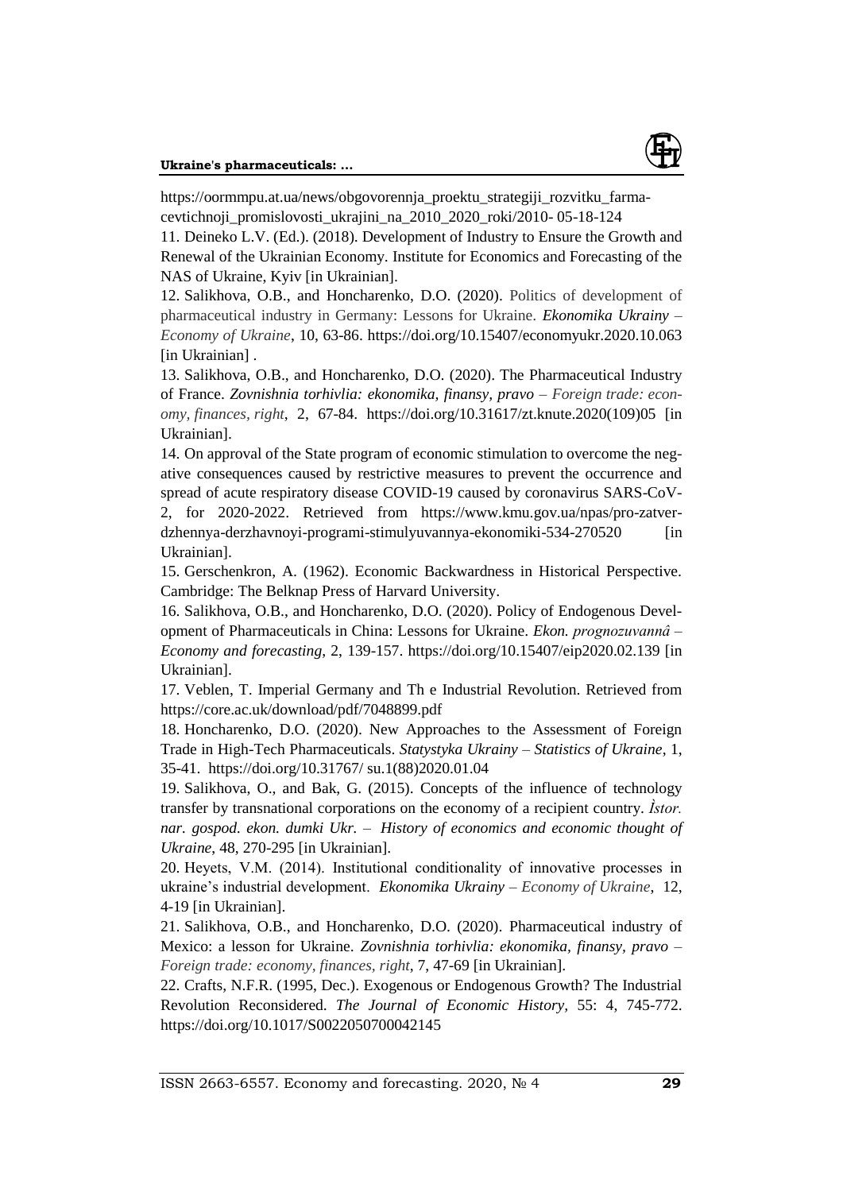https://oormmpu.at.ua/news/obgovorennja_proektu_strategiji_rozvitku_farma-cevtichnoji_promislovosti_ukrajini_na_2010_2020_roki/2010- 05-18-124

11. Deineko L.V. (Ed.). (2018). Development of Industry to Ensure the Growth and Renewal of the Ukrainian Economy. Institute for Economics and Forecasting of the NAS of Ukraine, Kyiv [in Ukrainian].

12. Salikhova, O.B., and Honcharenko, D.O. (2020). Politics of development of pharmaceutical industry in Germany: Lessons for Ukraine. *Ekonomika Ukrainy – Economy of Ukraine*, 10, 63-86. https://doi.org/10.15407/economyukr.2020.10.063 [in Ukrainian] .

13. Salikhova, O.B., and Honcharenko, D.O. (2020). The Pharmaceutical Industry of France. *Zovnishnia torhivlia: ekonomika, finansy, pravo – Foreign trade: economy, finances, right*, 2, 67-84. https://doi.org/10.31617/zt.knute.2020(109)05 [in Ukrainian].

14. On approval of the State program of economic stimulation to overcome the negative consequences caused by restrictive measures to prevent the occurrence and spread of acute respiratory disease COVID-19 caused by coronavirus SARS-CoV-2, for 2020-2022. Retrieved from https://www.kmu.gov.ua/npas/pro-zatverdzhennya-derzhavnoyi-programi-stimulyuvannya-ekonomiki-534-270520 [in Ukrainian].

15. Gerschenkron, A. (1962). Economic Backwardness in Historical Perspective. Cambridge: The Belknap Press of Harvard University.

16. Salikhova, O.B., and Honcharenko, D.O. (2020). Policy of Endogenous Development of Pharmaceuticals in China: Lessons for Ukraine. *Ekon. prognozuvannâ – Economy and forecasting*, 2, 139-157. https://doi.org/10.15407/eip2020.02.139 [in Ukrainian].

17. Veblen, T. Imperial Germany and Th e Industrial Revolution. Retrieved from https://core.ac.uk/download/pdf/7048899.pdf

18. Honcharenko, D.O. (2020). New Approaches to the Assessment of Foreign Trade in High-Tech Pharmaceuticals. *Statystyka Ukrainy – Statistics of Ukraine*, 1, 35-41. https://doi.org/10.31767/ su.1(88)2020.01.04

19. Salikhova, O., and Bak, G. (2015). Concepts of the influence of technology transfer by transnational corporations on the economy of a recipient country. *Ìstor. nar. gospod. ekon. dumki Ukr. – History of economics and economic thought of Ukraine*, 48, 270-295 [in Ukrainian].

20. Heyets, V.M. (2014). Institutional conditionality of innovative processes in ukraine's industrial development. *Ekonomika Ukrainy – Economy of Ukraine*, 12, 4-19 [in Ukrainian].

21. Salikhova, O.B., and Honcharenko, D.O. (2020). Pharmaceutical industry of Mexico: a lesson for Ukraine. *Zovnishnia torhivlia: ekonomika, finansy, pravo – Foreign trade: economy, finances, right*, 7, 47-69 [in Ukrainian].

22. Crafts, N.F.R. (1995, Dec.). Exogenous or Endogenous Growth? The Industrial Revolution Reconsidered. *The Journal of Economic History*, 55: 4, 745-772. https://doi.org/10.1017/S0022050700042145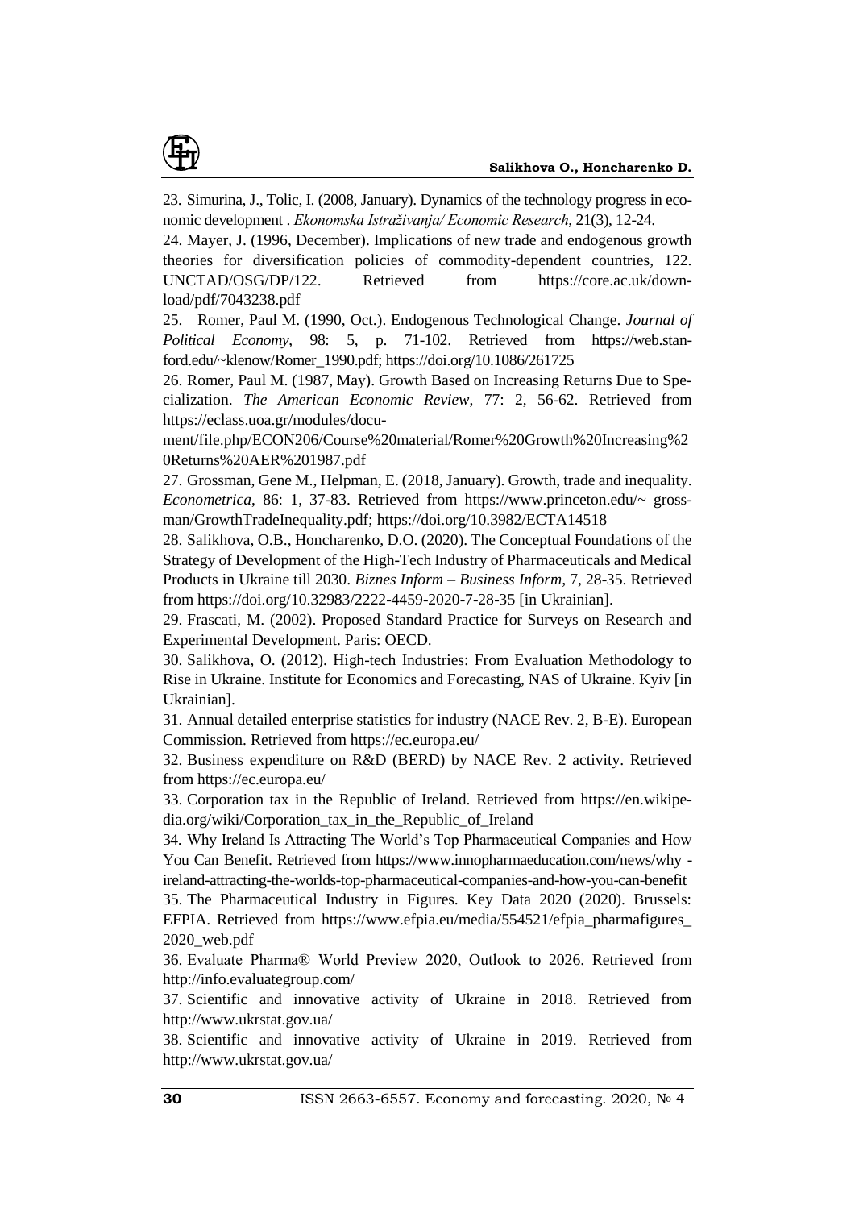23. Simurina, J., Tolic, I. (2008, January). Dynamics of the technology progress in economic development . *Ekonomska Istraživanja/ Economic Research*, 21(3), 12-24.

24. Mayer, J. (1996, December). Implications of new trade and endogenous growth theories for diversification policies of commodity-dependent countries, 122. UNCTAD/OSG/DP/122. Retrieved from https://core.ac.uk/download/pdf/7043238.pdf

25. Romer, Paul M. (1990, Oct.). Endogenous Technological Change. *Journal of Political Economy*, 98: 5, p. 71-102. Retrieved from https://web.stanford.edu/~klenow/Romer_1990.pdf; https://doi.org/10.1086/261725

26. Romer, Paul M. (1987, May). Growth Based on Increasing Returns Due to Specialization. *The American Economic Review*, 77: 2, 56-62. Retrieved from https://eclass.uoa.gr/modules/document/file.php/ECON206/Course%20material/Romer%20Growth%20Increasing%20Returns%20AER%201987.pdf

27. Grossman, Gene M., Helpman, E. (2018, January). Growth, trade and inequality. *Econometrica*, 86: 1, 37-83. Retrieved from https://www.princeton.edu/~ grossman/GrowthTradeInequality.pdf; https://doi.org/10.3982/ECTA14518

28. Salikhova, O.B., Honcharenko, D.O. (2020). The Conceptual Foundations of the Strategy of Development of the High-Tech Industry of Pharmaceuticals and Medical Products in Ukraine till 2030. *Biznes Inform – Business Inform*, 7, 28-35. Retrieved from https://doi.org/10.32983/2222-4459-2020-7-28-35 [in Ukrainian].

29. Frascati, M. (2002). Proposed Standard Practice for Surveys on Research and Experimental Development. Paris: OECD.

30. Salikhova, O. (2012). High-tech Industries: From Evaluation Methodology to Rise in Ukraine. Institute for Economics and Forecasting, NAS of Ukraine. Kyiv [in Ukrainian].

31. Annual detailed enterprise statistics for industry (NACE Rev. 2, B-E). European Commission. Retrieved from https://ec.europa.eu/

32. Business expenditure on R&D (BERD) by NACE Rev. 2 activity. Retrieved from https://ec.europa.eu/

33. Corporation tax in the Republic of Ireland. Retrieved from https://en.wikipedia.org/wiki/Corporation_tax_in_the_Republic_of_Ireland

34. Why Ireland Is Attracting The World's Top Pharmaceutical Companies and How You Can Benefit. Retrieved from https://www.innopharmaeducation.com/news/why -ireland-attracting-the-worlds-top-pharmaceutical-companies-and-how-you-can-benefit

35. The Pharmaceutical Industry in Figures. Key Data 2020 (2020). Brussels: EFPIA. Retrieved from https://www.efpia.eu/media/554521/efpia_pharmafigures_2020_web.pdf

36. Evaluate Pharma® World Preview 2020, Outlook to 2026. Retrieved from http://info.evaluategroup.com/

37. Scientific and innovative activity of Ukraine in 2018. Retrieved from http://www.ukrstat.gov.ua/

38. Scientific and innovative activity of Ukraine in 2019. Retrieved from http://www.ukrstat.gov.ua/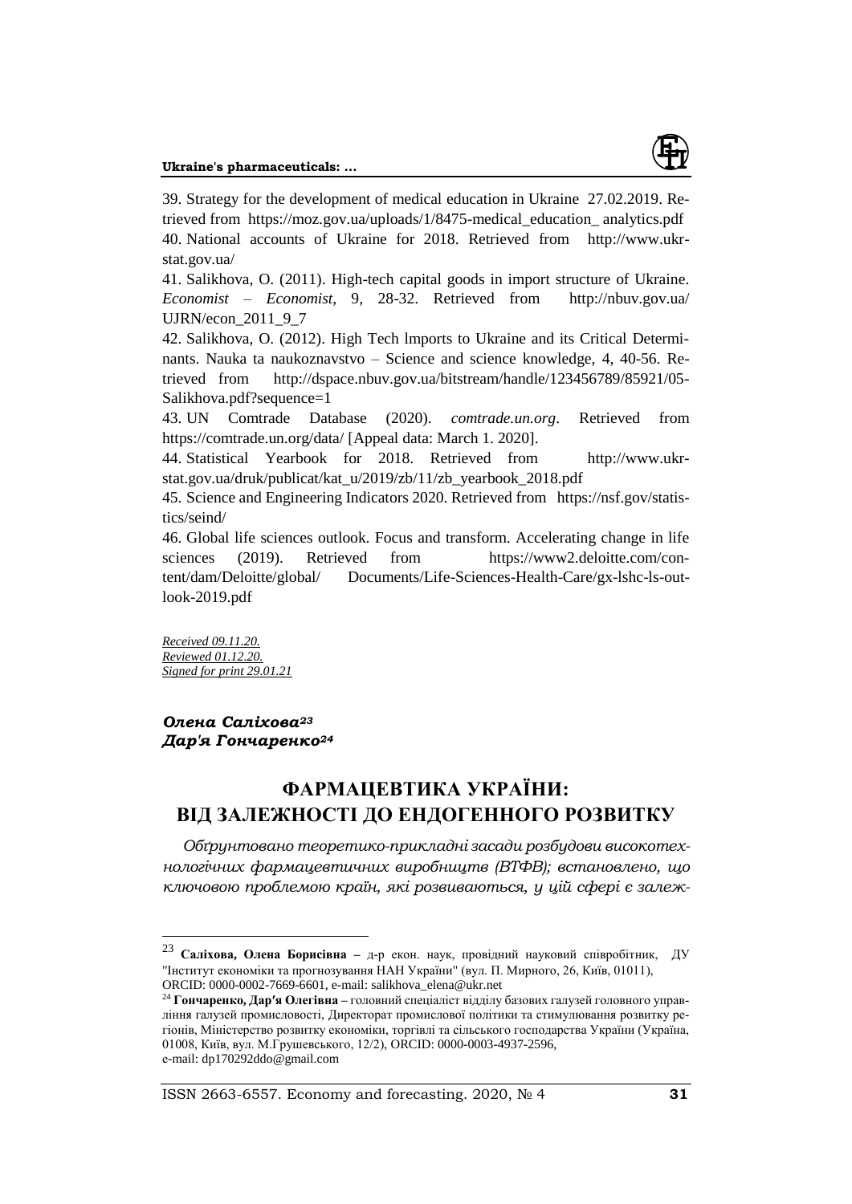39. Strategy for the development of medical education in Ukraine 27.02.2019. Retrieved from https://moz.gov.ua/uploads/1/8475-medical_education_ analytics.pdf

40. National accounts of Ukraine for 2018. Retrieved from http://www.ukrstat.gov.ua/

41. Salikhova, O. (2011). High-tech capital goods in import structure of Ukraine. *Economist – Economist*, 9, 28-32. Retrieved from http://nbuv.gov.ua/ UJRN/econ_2011_9_7

42. Salikhova, O. (2012). High Tech lmports to Ukraine and its Critical Determinants. Nauka ta naukoznavstvo – Science and science knowledge, 4, 40-56. Retrieved from http://dspace.nbuv.gov.ua/bitstream/handle/123456789/85921/05-Salikhova.pdf?sequence=1

43. UN Comtrade Database (2020). *comtrade.un.org*. Retrieved from https://comtrade.un.org/data/ [Appeal data: March 1. 2020].

44. Statistical Yearbook for 2018. Retrieved from http://www.ukrstat.gov.ua/druk/publicat/kat_u/2019/zb/11/zb_yearbook_2018.pdf

45. Science and Engineering Indicators 2020. Retrieved from https://nsf.gov/statistics/seind/

46. Global life sciences outlook. Focus and transform. Accelerating change in life sciences (2019). Retrieved from https://www2.deloitte.com/content/dam/Deloitte/global/ Documents/Life-Sciences-Health-Care/gx-lshc-ls-outlook-2019.pdf

*Received 09.11.20.*
*Reviewed 01.12.20.*
*Signed for print 29.01.21*

***Олена Саліхова[23]***
***Дар'я Гончаренко[24]***

## ФАРМАЦЕВТИКА УКРАЇНИ: ВІД ЗАЛЕЖНОСТІ ДО ЕНДОГЕННОГО РОЗВИТКУ

*Обґрунтовано теоретико-прикладні засади розбудови високотехнологічних фармацевтичних виробництв (ВТФВ); встановлено, що ключовою проблемою країн, які розвиваються, у цій сфері є залеж-*

---

[23] **Саліхова, Олена Борисівна –** д-р екон. наук, провідний науковий співробітник, ДУ "Інститут економіки та прогнозування НАН України" (вул. П. Мирного, 26, Київ, 01011), ORCID: 0000-0002-7669-6601, e-mail: salikhova_elena@ukr.net

[24] **Гончаренко, Дар′я Олегівна –** головний спеціаліст відділу базових галузей головного управління галузей промисловості, Директорат промислової політики та стимулювання розвитку регіонів, Міністерство розвитку економіки, торгівлі та сільського господарства України (Україна, 01008, Київ, вул. М.Грушевського, 12/2), ORCID: 0000-0003-4937-2596, e-mail: dp170292ddo@gmail.com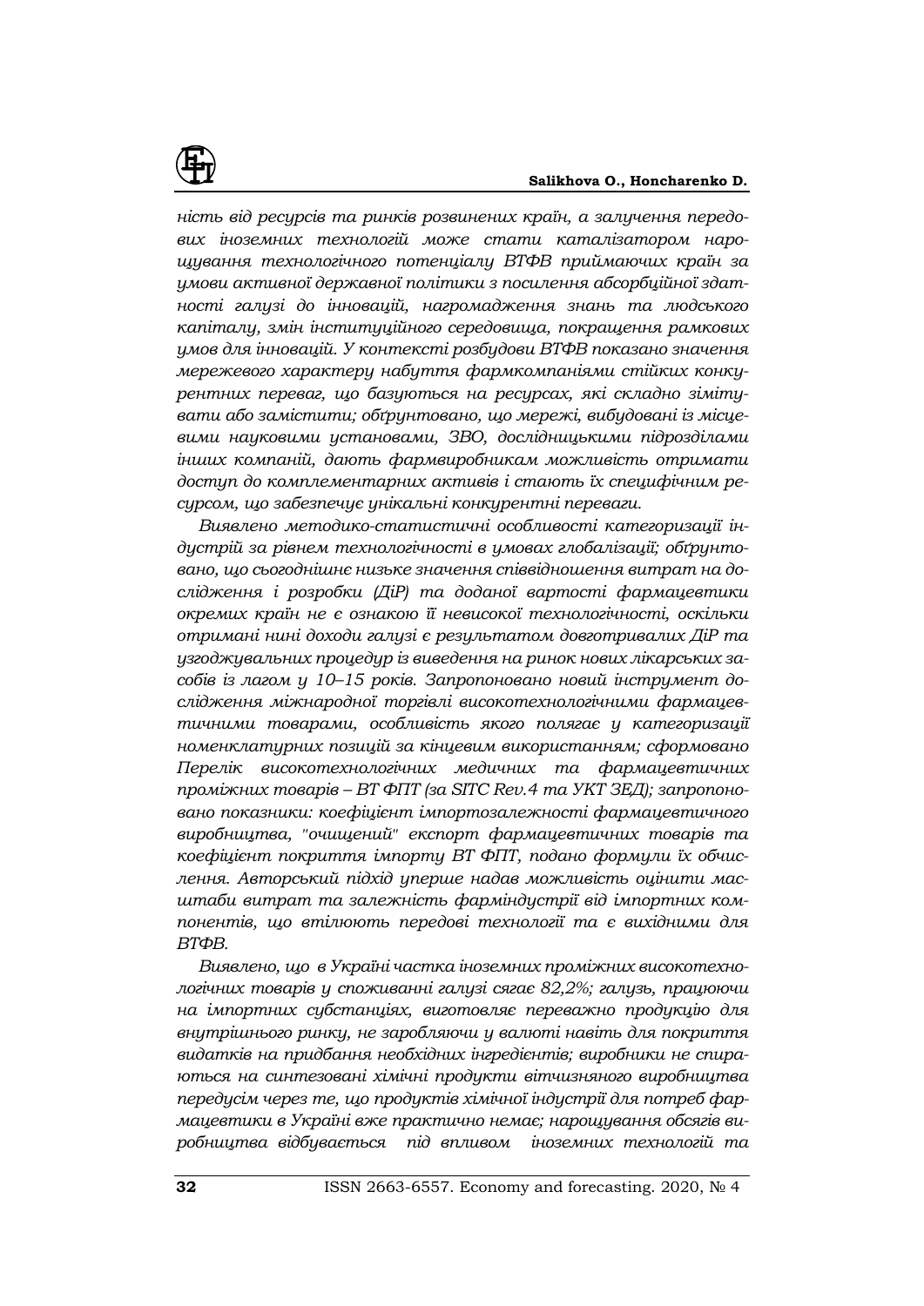*ність від ресурсів та ринків розвинених країн, а залучення передових іноземних технологій може стати каталізатором нарощування технологічного потенціалу ВТФВ приймаючих країн за умови активної державної політики з посилення абсорбційної здатності галузі до інновацій, нагромадження знань та людського капіталу, змін інституційного середовища, покращення рамкових умов для інновацій. У контексті розбудови ВТФВ показано значення мережевого характеру набуття фармкомпаніями стійких конкурентних переваг, що базуються на ресурсах, які складно зімітувати або замістити; обґрунтовано, що мережі, вибудовані із місцевими науковими установами, ЗВО, дослідницькими підрозділами інших компаній, дають фармвиробникам можливість отримати доступ до комплементарних активів і стають їх специфічним ресурсом, що забезпечує унікальні конкурентні переваги.*

*Виявлено методико-статистичні особливості категоризації індустрій за рівнем технологічності в умовах глобалізації; обґрунтовано, що сьогоднішнє низьке значення співвідношення витрат на дослідження і розробки (ДіР) та доданої вартості фармацевтики окремих країн не є ознакою її невисокої технологічності, оскільки отримані нині доходи галузі є результатом довготривалих ДіР та узгоджувальних процедур із виведення на ринок нових лікарських засобів із лагом у 10–15 років. Запропоновано новий інструмент дослідження міжнародної торгівлі високотехнологічними фармацевтичними товарами, особливість якого полягає у категоризації номенклатурних позицій за кінцевим використанням; сформовано Перелік високотехнологічних медичних та фармацевтичних проміжних товарів – ВТ ФПТ (за SITC Rev.4 та УКТ ЗЕД); запропоновано показники: коефіцієнт імпортозалежності фармацевтичного виробництва, "очищений" експорт фармацевтичних товарів та коефіцієнт покриття імпорту ВТ ФПТ, подано формули їх обчислення. Авторський підхід уперше надав можливість оцінити масштаби витрат та залежність фарміндустрії від імпортних компонентів, що втілюють передові технології та є вихідними для ВТФВ.*

*Виявлено, що в Україні частка іноземних проміжних високотехнологічних товарів у споживанні галузі сягає 82,2%; галузь, працюючи на імпортних субстанціях, виготовляє переважно продукцію для внутрішнього ринку, не заробляючи у валюті навіть для покриття видатків на придбання необхідних інгредієнтів; виробники не спираються на синтезовані хімічні продукти вітчизняного виробництва передусім через те, що продуктів хімічної індустрії для потреб фармацевтики в Україні вже практично немає; нарощування обсягів виробництва відбувається під впливом іноземних технологій та*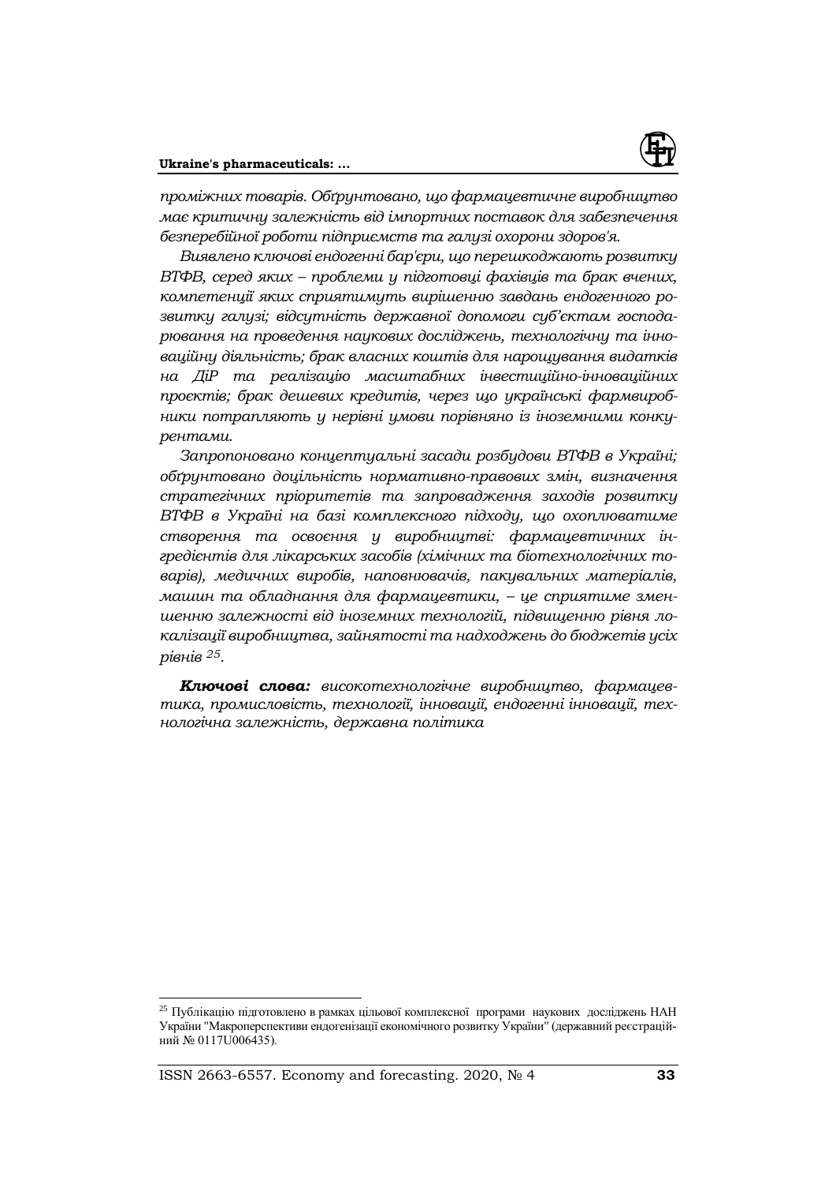*проміжних товарів. Обґрунтовано, що фармацевтичне виробництво має критичну залежність від імпортних поставок для забезпечення безперебійної роботи підприємств та галузі охорони здоров'я.*

*Виявлено ключові ендогенні бар'єри, що перешкоджають розвитку ВТФВ, серед яких – проблеми у підготовці фахівців та брак вчених, компетенції яких сприятимуть вирішенню завдань ендогенного розвитку галузі; відсутність державної допомоги суб'єктам господарювання на проведення наукових досліджень, технологічну та інноваційну діяльність; брак власних коштів для нарощування видатків на ДіР та реалізацію масштабних інвестиційно-інноваційних проєктів; брак дешевих кредитів, через що українські фармвиробники потрапляють у нерівні умови порівняно із іноземними конкурентами.*

*Запропоновано концептуальні засади розбудови ВТФВ в Україні; обґрунтовано доцільність нормативно-правових змін, визначення стратегічних пріоритетів та запровадження заходів розвитку ВТФВ в Україні на базі комплексного підходу, що охоплюватиме створення та освоєння у виробництві: фармацевтичних інгредієнтів для лікарських засобів (хімічних та біотехнологічних товарів), медичних виробів, наповнювачів, пакувальних матеріалів, машин та обладнання для фармацевтики, – це сприятиме зменшенню залежності від іноземних технологій, підвищенню рівня локалізації виробництва, зайнятості та надходжень до бюджетів усіх рівнів* [25].

***Ключові слова:*** *високотехнологічне виробництво, фармацевтика, промисловість, технології, інновації, ендогенні інновації, технологічна залежність, державна політика*

[25] Публікацію підготовлено в рамках цільової комплексної програми наукових досліджень НАН України "Макроперспективи ендогенізації економічного розвитку України" (державний реєстраційний № 0117U006435).